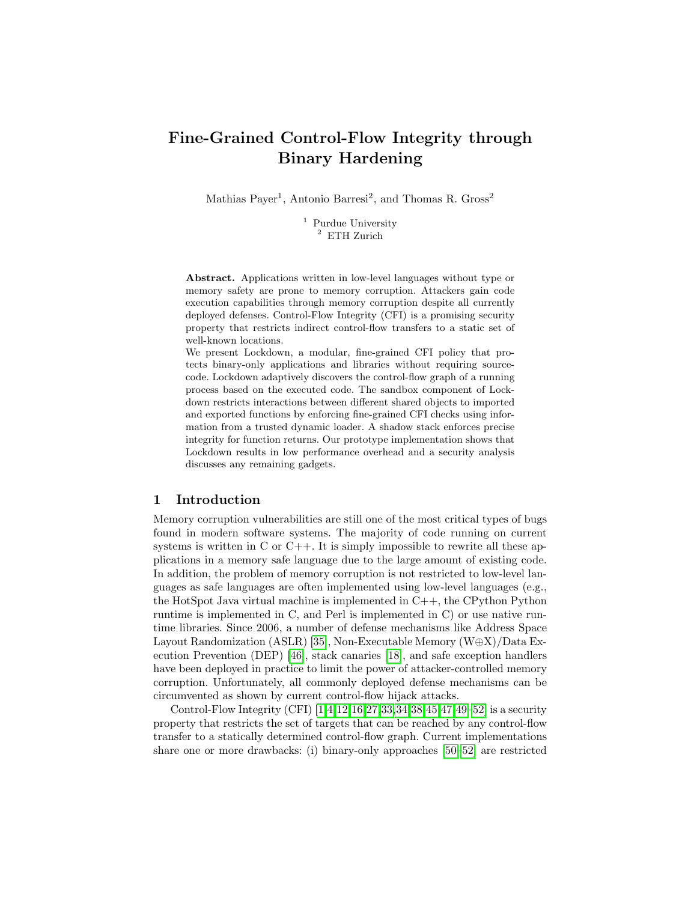# Fine-Grained Control-Flow Integrity through Binary Hardening

Mathias Payer[1], Antonio Barresi[2], and Thomas R. Gross[2]

[1] Purdue University
[2] ETH Zurich

**Abstract.** Applications written in low-level languages without type or memory safety are prone to memory corruption. Attackers gain code execution capabilities through memory corruption despite all currently deployed defenses. Control-Flow Integrity (CFI) is a promising security property that restricts indirect control-flow transfers to a static set of well-known locations.

We present Lockdown, a modular, fine-grained CFI policy that protects binary-only applications and libraries without requiring source-code. Lockdown adaptively discovers the control-flow graph of a running process based on the executed code. The sandbox component of Lockdown restricts interactions between different shared objects to imported and exported functions by enforcing fine-grained CFI checks using information from a trusted dynamic loader. A shadow stack enforces precise integrity for function returns. Our prototype implementation shows that Lockdown results in low performance overhead and a security analysis discusses any remaining gadgets.

## 1 Introduction

Memory corruption vulnerabilities are still one of the most critical types of bugs found in modern software systems. The majority of code running on current systems is written in C or C++. It is simply impossible to rewrite all these applications in a memory safe language due to the large amount of existing code. In addition, the problem of memory corruption is not restricted to low-level languages as safe languages are often implemented using low-level languages (e.g., the HotSpot Java virtual machine is implemented in C++, the CPython Python runtime is implemented in C, and Perl is implemented in C) or use native runtime libraries. Since 2006, a number of defense mechanisms like Address Space Layout Randomization (ASLR) [35], Non-Executable Memory (W$\oplus$X)/Data Execution Prevention (DEP) [46], stack canaries [18], and safe exception handlers have been deployed in practice to limit the power of attacker-controlled memory corruption. Unfortunately, all commonly deployed defense mechanisms can be circumvented as shown by current control-flow hijack attacks.

Control-Flow Integrity (CFI) [1,4,12,16,27,33,34,38,45,47,49–52] is a security property that restricts the set of targets that can be reached by any control-flow transfer to a statically determined control-flow graph. Current implementations share one or more drawbacks: (i) binary-only approaches [50–52] are restricted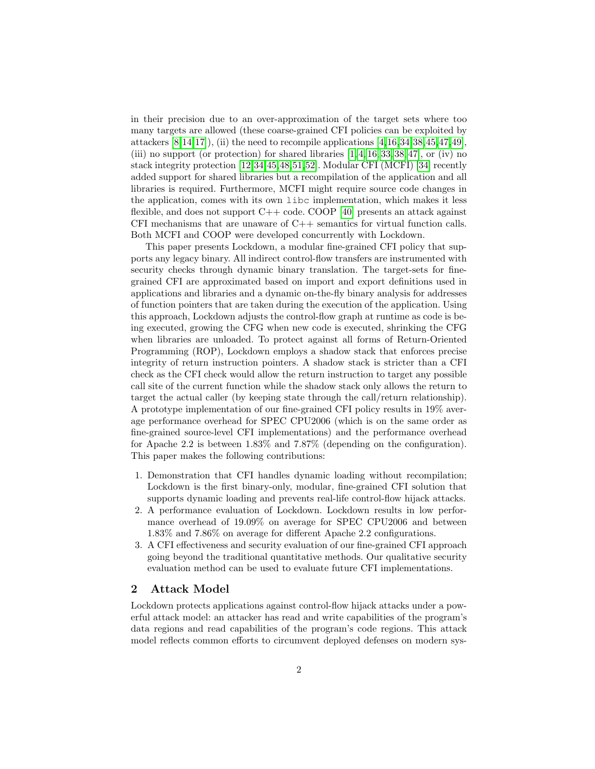in their precision due to an over-approximation of the target sets where too many targets are allowed (these coarse-grained CFI policies can be exploited by attackers [8,14,17]), (ii) the need to recompile applications [4,16,34,38,45,47,49], (iii) no support (or protection) for shared libraries [1,4,16,33,38,47], or (iv) no stack integrity protection [12,34,45,48,51,52]. Modular CFI (MCFI) [34] recently added support for shared libraries but a recompilation of the application and all libraries is required. Furthermore, MCFI might require source code changes in the application, comes with its own `libc` implementation, which makes it less flexible, and does not support C++ code. COOP [40] presents an attack against CFI mechanisms that are unaware of C++ semantics for virtual function calls. Both MCFI and COOP were developed concurrently with Lockdown.

This paper presents Lockdown, a modular fine-grained CFI policy that supports any legacy binary. All indirect control-flow transfers are instrumented with security checks through dynamic binary translation. The target-sets for fine-grained CFI are approximated based on import and export definitions used in applications and libraries and a dynamic on-the-fly binary analysis for addresses of function pointers that are taken during the execution of the application. Using this approach, Lockdown adjusts the control-flow graph at runtime as code is being executed, growing the CFG when new code is executed, shrinking the CFG when libraries are unloaded. To protect against all forms of Return-Oriented Programming (ROP), Lockdown employs a shadow stack that enforces precise integrity of return instruction pointers. A shadow stack is stricter than a CFI check as the CFI check would allow the return instruction to target any possible call site of the current function while the shadow stack only allows the return to target the actual caller (by keeping state through the call/return relationship). A prototype implementation of our fine-grained CFI policy results in 19% average performance overhead for SPEC CPU2006 (which is on the same order as fine-grained source-level CFI implementations) and the performance overhead for Apache 2.2 is between 1.83% and 7.87% (depending on the configuration). This paper makes the following contributions:

1. Demonstration that CFI handles dynamic loading without recompilation; Lockdown is the first binary-only, modular, fine-grained CFI solution that supports dynamic loading and prevents real-life control-flow hijack attacks.
2. A performance evaluation of Lockdown. Lockdown results in low performance overhead of 19.09% on average for SPEC CPU2006 and between 1.83% and 7.86% on average for different Apache 2.2 configurations.
3. A CFI effectiveness and security evaluation of our fine-grained CFI approach going beyond the traditional quantitative methods. Our qualitative security evaluation method can be used to evaluate future CFI implementations.

## 2 Attack Model

Lockdown protects applications against control-flow hijack attacks under a powerful attack model: an attacker has read and write capabilities of the program's data regions and read capabilities of the program's code regions. This attack model reflects common efforts to circumvent deployed defenses on modern sys-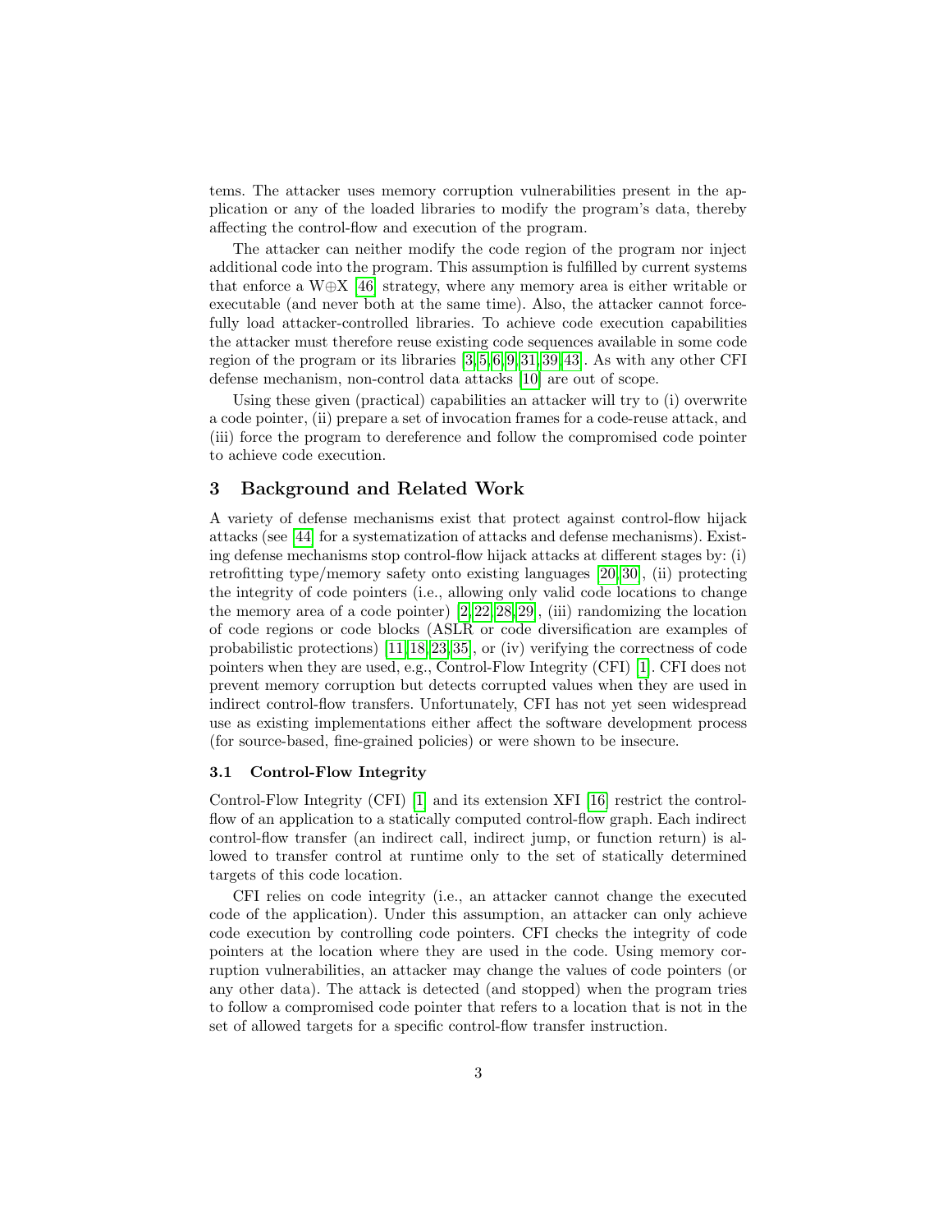tems. The attacker uses memory corruption vulnerabilities present in the application or any of the loaded libraries to modify the program's data, thereby affecting the control-flow and execution of the program.

The attacker can neither modify the code region of the program nor inject additional code into the program. This assumption is fulfilled by current systems that enforce a W⊕X [46] strategy, where any memory area is either writable or executable (and never both at the same time). Also, the attacker cannot forcefully load attacker-controlled libraries. To achieve code execution capabilities the attacker must therefore reuse existing code sequences available in some code region of the program or its libraries [3,5,6,9,31,39,43]. As with any other CFI defense mechanism, non-control data attacks [10] are out of scope.

Using these given (practical) capabilities an attacker will try to (i) overwrite a code pointer, (ii) prepare a set of invocation frames for a code-reuse attack, and (iii) force the program to dereference and follow the compromised code pointer to achieve code execution.

## 3 Background and Related Work

A variety of defense mechanisms exist that protect against control-flow hijack attacks (see [44] for a systematization of attacks and defense mechanisms). Existing defense mechanisms stop control-flow hijack attacks at different stages by: (i) retrofitting type/memory safety onto existing languages [20,30], (ii) protecting the integrity of code pointers (i.e., allowing only valid code locations to change the memory area of a code pointer) [2,22,28,29], (iii) randomizing the location of code regions or code blocks (ASLR or code diversification are examples of probabilistic protections) [11,18,23,35], or (iv) verifying the correctness of code pointers when they are used, e.g., Control-Flow Integrity (CFI) [1]. CFI does not prevent memory corruption but detects corrupted values when they are used in indirect control-flow transfers. Unfortunately, CFI has not yet seen widespread use as existing implementations either affect the software development process (for source-based, fine-grained policies) or were shown to be insecure.

### 3.1 Control-Flow Integrity

Control-Flow Integrity (CFI) [1] and its extension XFI [16] restrict the control-flow of an application to a statically computed control-flow graph. Each indirect control-flow transfer (an indirect call, indirect jump, or function return) is allowed to transfer control at runtime only to the set of statically determined targets of this code location.

CFI relies on code integrity (i.e., an attacker cannot change the executed code of the application). Under this assumption, an attacker can only achieve code execution by controlling code pointers. CFI checks the integrity of code pointers at the location where they are used in the code. Using memory corruption vulnerabilities, an attacker may change the values of code pointers (or any other data). The attack is detected (and stopped) when the program tries to follow a compromised code pointer that refers to a location that is not in the set of allowed targets for a specific control-flow transfer instruction.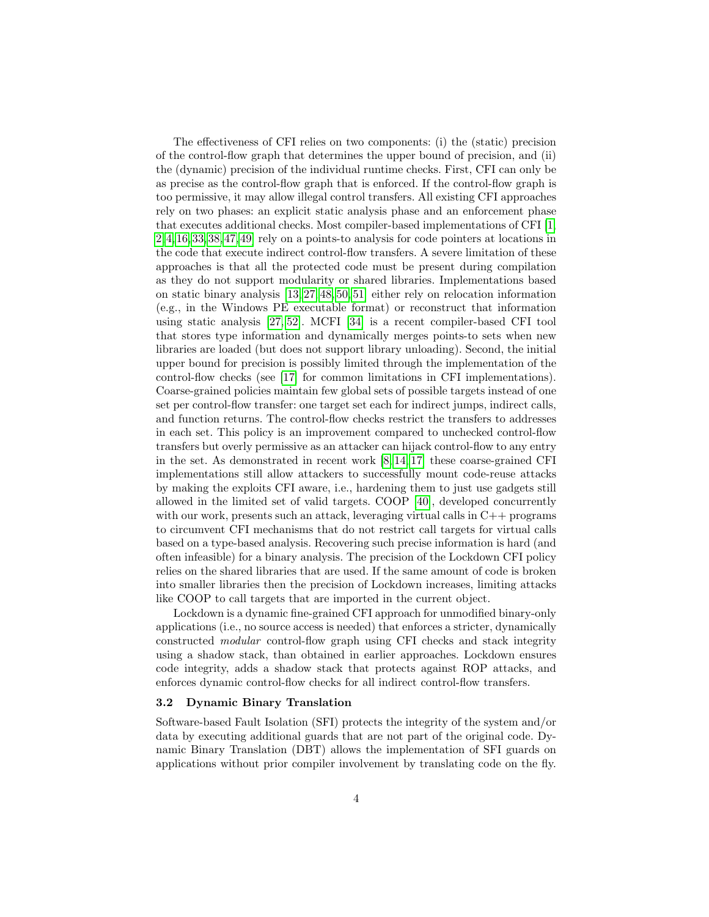The effectiveness of CFI relies on two components: (i) the (static) precision of the control-flow graph that determines the upper bound of precision, and (ii) the (dynamic) precision of the individual runtime checks. First, CFI can only be as precise as the control-flow graph that is enforced. If the control-flow graph is too permissive, it may allow illegal control transfers. All existing CFI approaches rely on two phases: an explicit static analysis phase and an enforcement phase that executes additional checks. Most compiler-based implementations of CFI [1, 2, 4, 16, 33, 38, 47, 49] rely on a points-to analysis for code pointers at locations in the code that execute indirect control-flow transfers. A severe limitation of these approaches is that all the protected code must be present during compilation as they do not support modularity or shared libraries. Implementations based on static binary analysis [13, 27, 48, 50, 51] either rely on relocation information (e.g., in the Windows PE executable format) or reconstruct that information using static analysis [27, 52]. MCFI [34] is a recent compiler-based CFI tool that stores type information and dynamically merges points-to sets when new libraries are loaded (but does not support library unloading). Second, the initial upper bound for precision is possibly limited through the implementation of the control-flow checks (see [17] for common limitations in CFI implementations). Coarse-grained policies maintain few global sets of possible targets instead of one set per control-flow transfer: one target set each for indirect jumps, indirect calls, and function returns. The control-flow checks restrict the transfers to addresses in each set. This policy is an improvement compared to unchecked control-flow transfers but overly permissive as an attacker can hijack control-flow to any entry in the set. As demonstrated in recent work [8, 14, 17] these coarse-grained CFI implementations still allow attackers to successfully mount code-reuse attacks by making the exploits CFI aware, i.e., hardening them to just use gadgets still allowed in the limited set of valid targets. COOP [40], developed concurrently with our work, presents such an attack, leveraging virtual calls in C++ programs to circumvent CFI mechanisms that do not restrict call targets for virtual calls based on a type-based analysis. Recovering such precise information is hard (and often infeasible) for a binary analysis. The precision of the Lockdown CFI policy relies on the shared libraries that are used. If the same amount of code is broken into smaller libraries then the precision of Lockdown increases, limiting attacks like COOP to call targets that are imported in the current object.

Lockdown is a dynamic fine-grained CFI approach for unmodified binary-only applications (i.e., no source access is needed) that enforces a stricter, dynamically constructed *modular* control-flow graph using CFI checks and stack integrity using a shadow stack, than obtained in earlier approaches. Lockdown ensures code integrity, adds a shadow stack that protects against ROP attacks, and enforces dynamic control-flow checks for all indirect control-flow transfers.

### 3.2 Dynamic Binary Translation

Software-based Fault Isolation (SFI) protects the integrity of the system and/or data by executing additional guards that are not part of the original code. Dynamic Binary Translation (DBT) allows the implementation of SFI guards on applications without prior compiler involvement by translating code on the fly.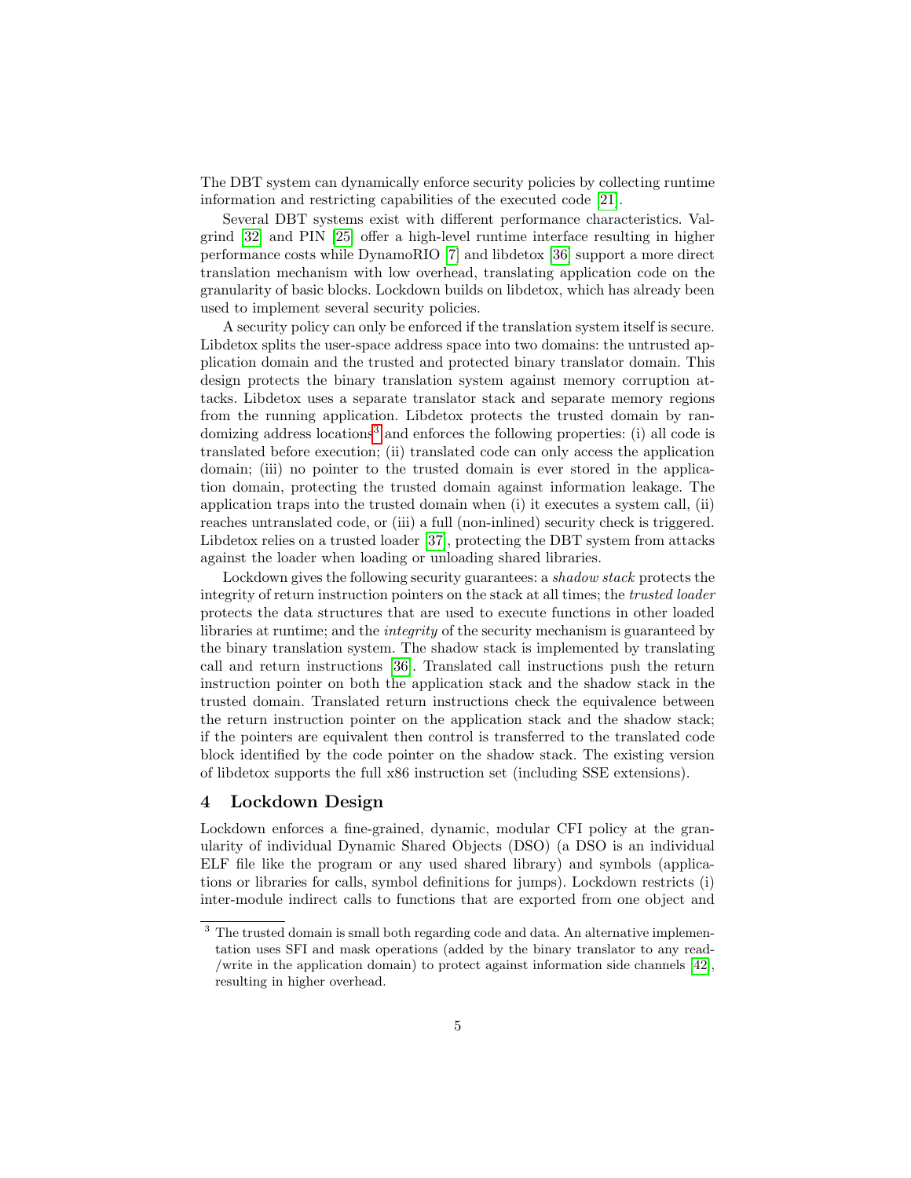The DBT system can dynamically enforce security policies by collecting runtime information and restricting capabilities of the executed code [21].

Several DBT systems exist with different performance characteristics. Valgrind [32] and PIN [25] offer a high-level runtime interface resulting in higher performance costs while DynamoRIO [7] and libdetox [36] support a more direct translation mechanism with low overhead, translating application code on the granularity of basic blocks. Lockdown builds on libdetox, which has already been used to implement several security policies.

A security policy can only be enforced if the translation system itself is secure. Libdetox splits the user-space address space into two domains: the untrusted application domain and the trusted and protected binary translator domain. This design protects the binary translation system against memory corruption attacks. Libdetox uses a separate translator stack and separate memory regions from the running application. Libdetox protects the trusted domain by randomizing address locations[3] and enforces the following properties: (i) all code is translated before execution; (ii) translated code can only access the application domain; (iii) no pointer to the trusted domain is ever stored in the application domain, protecting the trusted domain against information leakage. The application traps into the trusted domain when (i) it executes a system call, (ii) reaches untranslated code, or (iii) a full (non-inlined) security check is triggered. Libdetox relies on a trusted loader [37], protecting the DBT system from attacks against the loader when loading or unloading shared libraries.

Lockdown gives the following security guarantees: a *shadow stack* protects the integrity of return instruction pointers on the stack at all times; the *trusted loader* protects the data structures that are used to execute functions in other loaded libraries at runtime; and the *integrity* of the security mechanism is guaranteed by the binary translation system. The shadow stack is implemented by translating call and return instructions [36]. Translated call instructions push the return instruction pointer on both the application stack and the shadow stack in the trusted domain. Translated return instructions check the equivalence between the return instruction pointer on the application stack and the shadow stack; if the pointers are equivalent then control is transferred to the translated code block identified by the code pointer on the shadow stack. The existing version of libdetox supports the full x86 instruction set (including SSE extensions).

## 4 Lockdown Design

Lockdown enforces a fine-grained, dynamic, modular CFI policy at the granularity of individual Dynamic Shared Objects (DSO) (a DSO is an individual ELF file like the program or any used shared library) and symbols (applications or libraries for calls, symbol definitions for jumps). Lockdown restricts (i) inter-module indirect calls to functions that are exported from one object and

[3] The trusted domain is small both regarding code and data. An alternative implementation uses SFI and mask operations (added by the binary translator to any read-/write in the application domain) to protect against information side channels [42], resulting in higher overhead.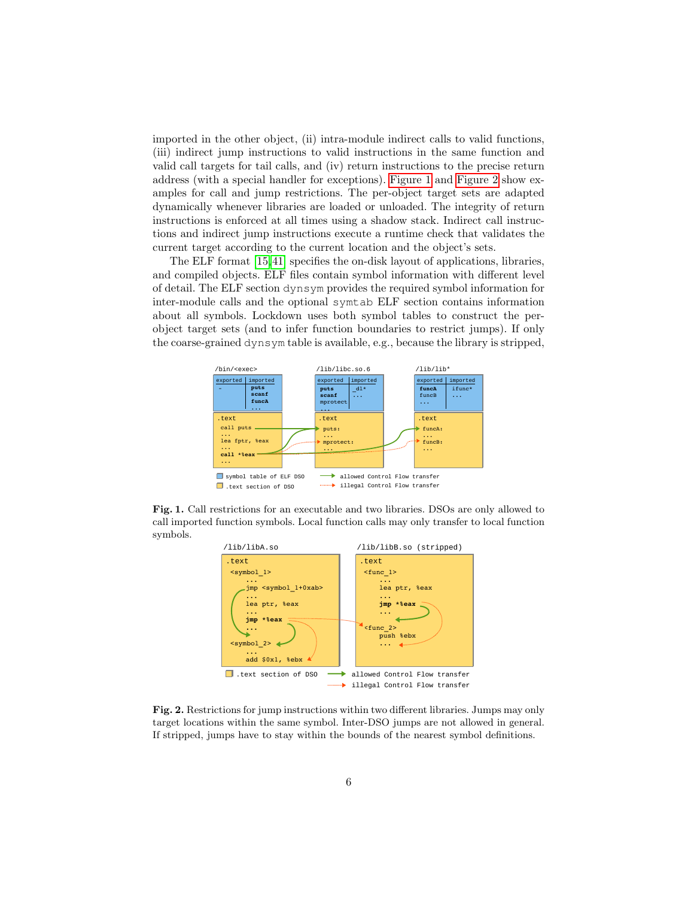imported in the other object, (ii) intra-module indirect calls to valid functions, (iii) indirect jump instructions to valid instructions in the same function and valid call targets for tail calls, and (iv) return instructions to the precise return address (with a special handler for exceptions). Figure 1 and Figure 2 show examples for call and jump restrictions. The per-object target sets are adapted dynamically whenever libraries are loaded or unloaded. The integrity of return instructions is enforced at all times using a shadow stack. Indirect call instructions and indirect jump instructions execute a runtime check that validates the current target according to the current location and the object's sets.

The ELF format [15,41] specifies the on-disk layout of applications, libraries, and compiled objects. ELF files contain symbol information with different level of detail. The ELF section dynsym provides the required symbol information for inter-module calls and the optional symtab ELF section contains information about all symbols. Lockdown uses both symbol tables to construct the per-object target sets (and to infer function boundaries to restrict jumps). If only the coarse-grained dynsym table is available, e.g., because the library is stripped,

**Fig. 1.** Call restrictions for an executable and two libraries. DSOs are only allowed to call imported function symbols. Local function calls may only transfer to local function symbols.

**Fig. 2.** Restrictions for jump instructions within two different libraries. Jumps may only target locations within the same symbol. Inter-DSO jumps are not allowed in general. If stripped, jumps have to stay within the bounds of the nearest symbol definitions.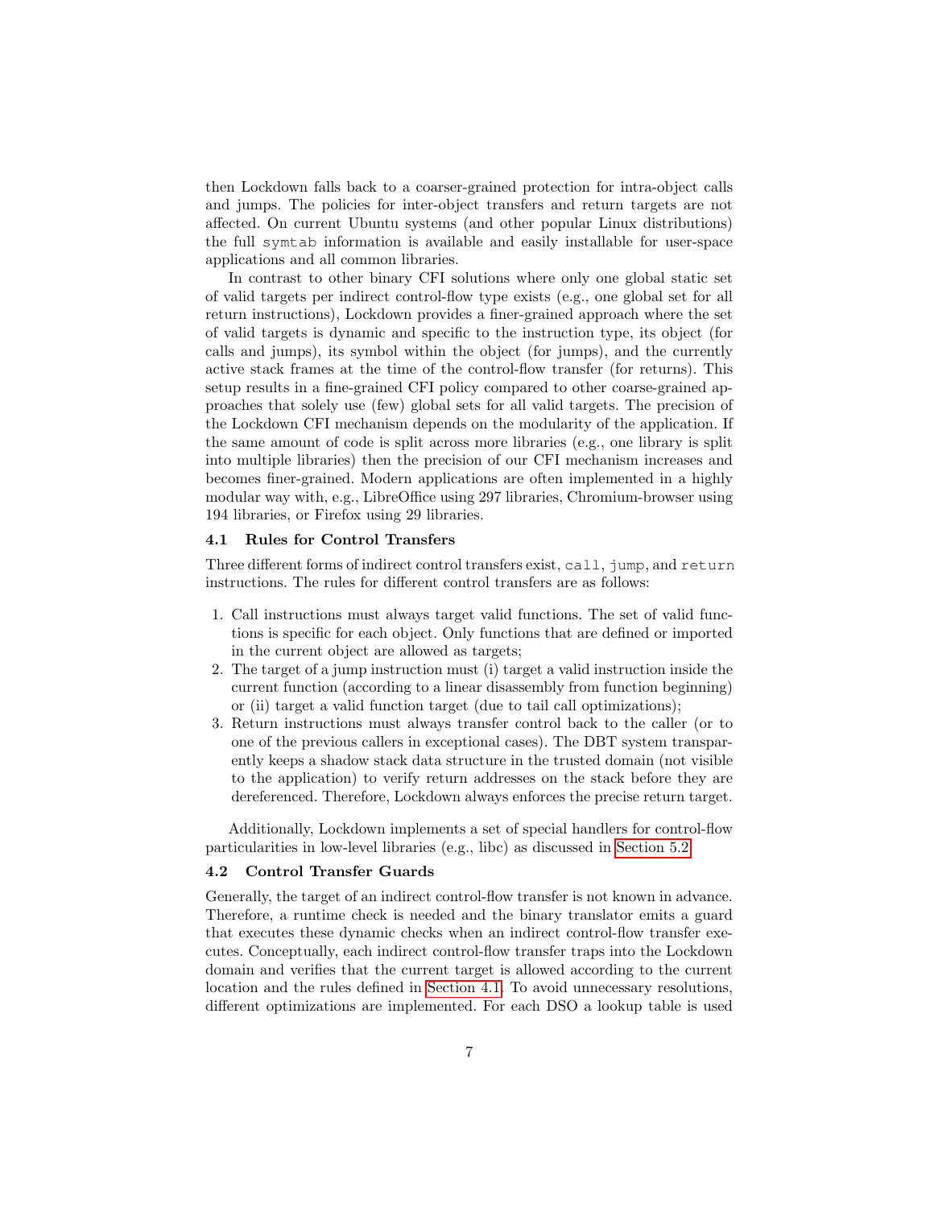then Lockdown falls back to a coarser-grained protection for intra-object calls and jumps. The policies for inter-object transfers and return targets are not affected. On current Ubuntu systems (and other popular Linux distributions) the full `symtab` information is available and easily installable for user-space applications and all common libraries.

In contrast to other binary CFI solutions where only one global static set of valid targets per indirect control-flow type exists (e.g., one global set for all return instructions), Lockdown provides a finer-grained approach where the set of valid targets is dynamic and specific to the instruction type, its object (for calls and jumps), its symbol within the object (for jumps), and the currently active stack frames at the time of the control-flow transfer (for returns). This setup results in a fine-grained CFI policy compared to other coarse-grained approaches that solely use (few) global sets for all valid targets. The precision of the Lockdown CFI mechanism depends on the modularity of the application. If the same amount of code is split across more libraries (e.g., one library is split into multiple libraries) then the precision of our CFI mechanism increases and becomes finer-grained. Modern applications are often implemented in a highly modular way with, e.g., LibreOffice using 297 libraries, Chromium-browser using 194 libraries, or Firefox using 29 libraries.

### 4.1 Rules for Control Transfers

Three different forms of indirect control transfers exist, `call`, `jump`, and `return` instructions. The rules for different control transfers are as follows:

1. Call instructions must always target valid functions. The set of valid functions is specific for each object. Only functions that are defined or imported in the current object are allowed as targets;
2. The target of a jump instruction must (i) target a valid instruction inside the current function (according to a linear disassembly from function beginning) or (ii) target a valid function target (due to tail call optimizations);
3. Return instructions must always transfer control back to the caller (or to one of the previous callers in exceptional cases). The DBT system transparently keeps a shadow stack data structure in the trusted domain (not visible to the application) to verify return addresses on the stack before they are dereferenced. Therefore, Lockdown always enforces the precise return target.

Additionally, Lockdown implements a set of special handlers for control-flow particularities in low-level libraries (e.g., libc) as discussed in Section 5.2.

### 4.2 Control Transfer Guards

Generally, the target of an indirect control-flow transfer is not known in advance. Therefore, a runtime check is needed and the binary translator emits a guard that executes these dynamic checks when an indirect control-flow transfer executes. Conceptually, each indirect control-flow transfer traps into the Lockdown domain and verifies that the current target is allowed according to the current location and the rules defined in Section 4.1. To avoid unnecessary resolutions, different optimizations are implemented. For each DSO a lookup table is used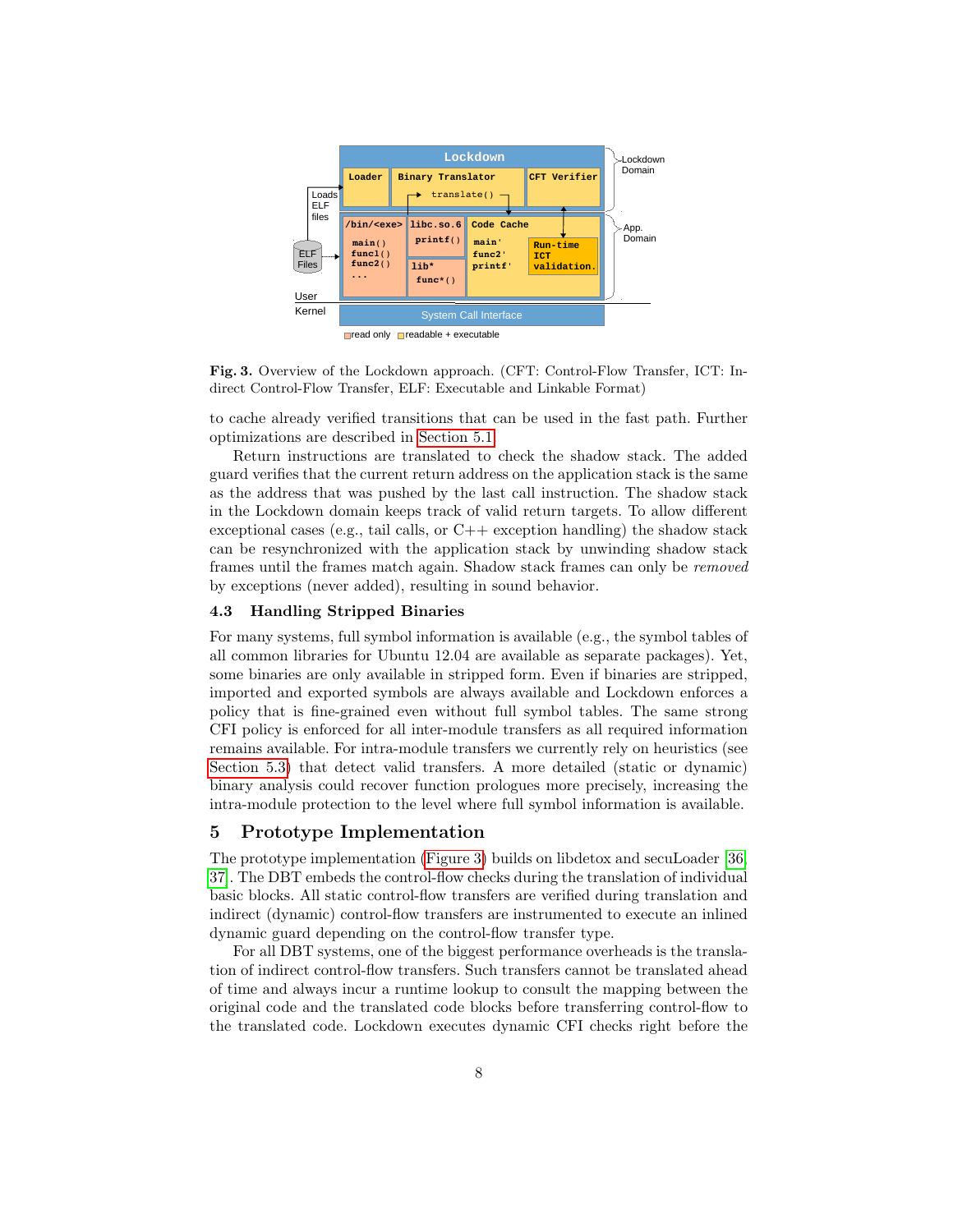**Fig. 3.** Overview of the Lockdown approach. (CFT: Control-Flow Transfer, ICT: Indirect Control-Flow Transfer, ELF: Executable and Linkable Format)

to cache already verified transitions that can be used in the fast path. Further optimizations are described in Section 5.1.

Return instructions are translated to check the shadow stack. The added guard verifies that the current return address on the application stack is the same as the address that was pushed by the last call instruction. The shadow stack in the Lockdown domain keeps track of valid return targets. To allow different exceptional cases (e.g., tail calls, or C++ exception handling) the shadow stack can be resynchronized with the application stack by unwinding shadow stack frames until the frames match again. Shadow stack frames can only be *removed* by exceptions (never added), resulting in sound behavior.

### 4.3 Handling Stripped Binaries

For many systems, full symbol information is available (e.g., the symbol tables of all common libraries for Ubuntu 12.04 are available as separate packages). Yet, some binaries are only available in stripped form. Even if binaries are stripped, imported and exported symbols are always available and Lockdown enforces a policy that is fine-grained even without full symbol tables. The same strong CFI policy is enforced for all inter-module transfers as all required information remains available. For intra-module transfers we currently rely on heuristics (see Section 5.3) that detect valid transfers. A more detailed (static or dynamic) binary analysis could recover function prologues more precisely, increasing the intra-module protection to the level where full symbol information is available.

## 5 Prototype Implementation

The prototype implementation (Figure 3) builds on libdetox and secuLoader [36, 37]. The DBT embeds the control-flow checks during the translation of individual basic blocks. All static control-flow transfers are verified during translation and indirect (dynamic) control-flow transfers are instrumented to execute an inlined dynamic guard depending on the control-flow transfer type.

For all DBT systems, one of the biggest performance overheads is the translation of indirect control-flow transfers. Such transfers cannot be translated ahead of time and always incur a runtime lookup to consult the mapping between the original code and the translated code blocks before transferring control-flow to the translated code. Lockdown executes dynamic CFI checks right before the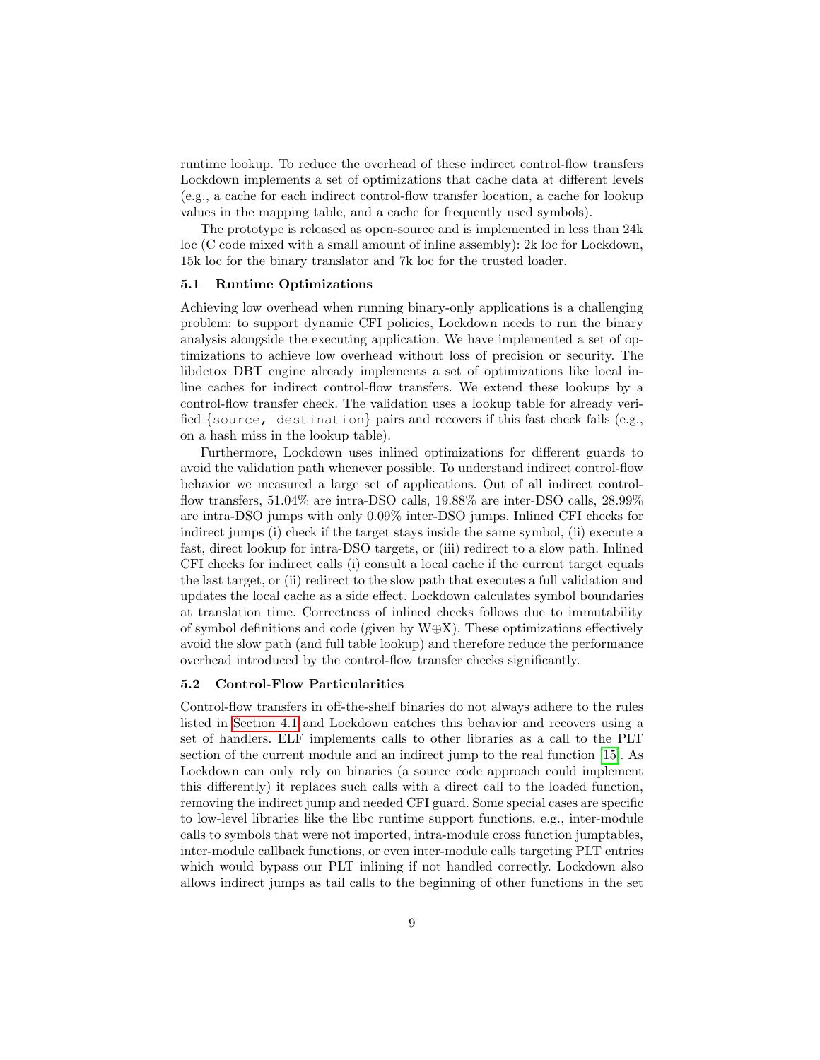runtime lookup. To reduce the overhead of these indirect control-flow transfers Lockdown implements a set of optimizations that cache data at different levels (e.g., a cache for each indirect control-flow transfer location, a cache for lookup values in the mapping table, and a cache for frequently used symbols).

The prototype is released as open-source and is implemented in less than 24k loc (C code mixed with a small amount of inline assembly): 2k loc for Lockdown, 15k loc for the binary translator and 7k loc for the trusted loader.

### 5.1 Runtime Optimizations

Achieving low overhead when running binary-only applications is a challenging problem: to support dynamic CFI policies, Lockdown needs to run the binary analysis alongside the executing application. We have implemented a set of optimizations to achieve low overhead without loss of precision or security. The libdetox DBT engine already implements a set of optimizations like local inline caches for indirect control-flow transfers. We extend these lookups by a control-flow transfer check. The validation uses a lookup table for already verified {`source, destination`} pairs and recovers if this fast check fails (e.g., on a hash miss in the lookup table).

Furthermore, Lockdown uses inlined optimizations for different guards to avoid the validation path whenever possible. To understand indirect control-flow behavior we measured a large set of applications. Out of all indirect control-flow transfers, 51.04% are intra-DSO calls, 19.88% are inter-DSO calls, 28.99% are intra-DSO jumps with only 0.09% inter-DSO jumps. Inlined CFI checks for indirect jumps (i) check if the target stays inside the same symbol, (ii) execute a fast, direct lookup for intra-DSO targets, or (iii) redirect to a slow path. Inlined CFI checks for indirect calls (i) consult a local cache if the current target equals the last target, or (ii) redirect to the slow path that executes a full validation and updates the local cache as a side effect. Lockdown calculates symbol boundaries at translation time. Correctness of inlined checks follows due to immutability of symbol definitions and code (given by W$\oplus$X). These optimizations effectively avoid the slow path (and full table lookup) and therefore reduce the performance overhead introduced by the control-flow transfer checks significantly.

### 5.2 Control-Flow Particularities

Control-flow transfers in off-the-shelf binaries do not always adhere to the rules listed in Section 4.1 and Lockdown catches this behavior and recovers using a set of handlers. ELF implements calls to other libraries as a call to the PLT section of the current module and an indirect jump to the real function [15]. As Lockdown can only rely on binaries (a source code approach could implement this differently) it replaces such calls with a direct call to the loaded function, removing the indirect jump and needed CFI guard. Some special cases are specific to low-level libraries like the libc runtime support functions, e.g., inter-module calls to symbols that were not imported, intra-module cross function jumptables, inter-module callback functions, or even inter-module calls targeting PLT entries which would bypass our PLT inlining if not handled correctly. Lockdown also allows indirect jumps as tail calls to the beginning of other functions in the set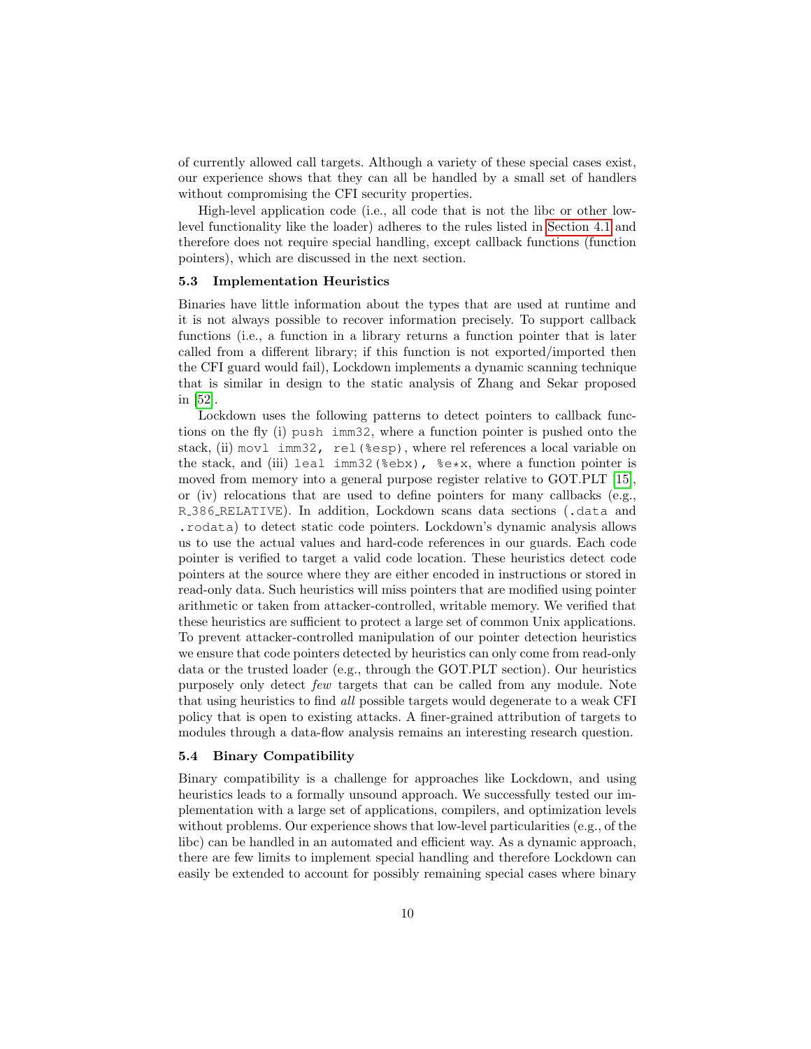of currently allowed call targets. Although a variety of these special cases exist, our experience shows that they can all be handled by a small set of handlers without compromising the CFI security properties.

High-level application code (i.e., all code that is not the libc or other low-level functionality like the loader) adheres to the rules listed in Section 4.1 and therefore does not require special handling, except callback functions (function pointers), which are discussed in the next section.

### 5.3 Implementation Heuristics

Binaries have little information about the types that are used at runtime and it is not always possible to recover information precisely. To support callback functions (i.e., a function in a library returns a function pointer that is later called from a different library; if this function is not exported/imported then the CFI guard would fail), Lockdown implements a dynamic scanning technique that is similar in design to the static analysis of Zhang and Sekar proposed in [52].

Lockdown uses the following patterns to detect pointers to callback functions on the fly (i) `push imm32`, where a function pointer is pushed onto the stack, (ii) `movl imm32, rel(%esp)`, where rel references a local variable on the stack, and (iii) `leal imm32(%ebx), %e*x`, where a function pointer is moved from memory into a general purpose register relative to GOT.PLT [15], or (iv) relocations that are used to define pointers for many callbacks (e.g., `R_386_RELATIVE`). In addition, Lockdown scans data sections (`.data` and `.rodata`) to detect static code pointers. Lockdown's dynamic analysis allows us to use the actual values and hard-code references in our guards. Each code pointer is verified to target a valid code location. These heuristics detect code pointers at the source where they are either encoded in instructions or stored in read-only data. Such heuristics will miss pointers that are modified using pointer arithmetic or taken from attacker-controlled, writable memory. We verified that these heuristics are sufficient to protect a large set of common Unix applications. To prevent attacker-controlled manipulation of our pointer detection heuristics we ensure that code pointers detected by heuristics can only come from read-only data or the trusted loader (e.g., through the GOT.PLT section). Our heuristics purposely only detect *few* targets that can be called from any module. Note that using heuristics to find *all* possible targets would degenerate to a weak CFI policy that is open to existing attacks. A finer-grained attribution of targets to modules through a data-flow analysis remains an interesting research question.

### 5.4 Binary Compatibility

Binary compatibility is a challenge for approaches like Lockdown, and using heuristics leads to a formally unsound approach. We successfully tested our implementation with a large set of applications, compilers, and optimization levels without problems. Our experience shows that low-level particularities (e.g., of the libc) can be handled in an automated and efficient way. As a dynamic approach, there are few limits to implement special handling and therefore Lockdown can easily be extended to account for possibly remaining special cases where binary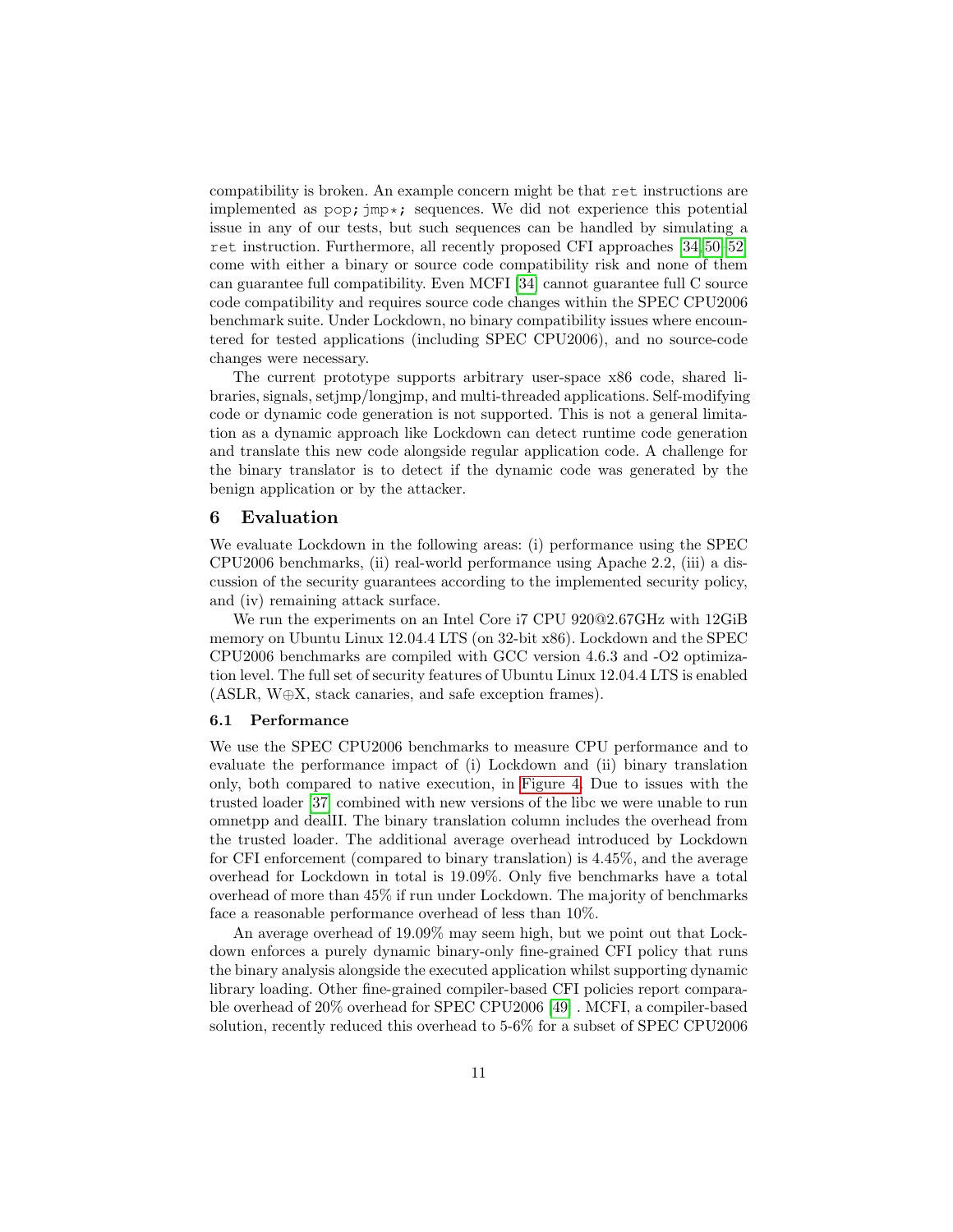compatibility is broken. An example concern might be that `ret` instructions are implemented as `pop; jmp*;` sequences. We did not experience this potential issue in any of our tests, but such sequences can be handled by simulating a `ret` instruction. Furthermore, all recently proposed CFI approaches [34,50,52] come with either a binary or source code compatibility risk and none of them can guarantee full compatibility. Even MCFI [34] cannot guarantee full C source code compatibility and requires source code changes within the SPEC CPU2006 benchmark suite. Under Lockdown, no binary compatibility issues where encountered for tested applications (including SPEC CPU2006), and no source-code changes were necessary.

The current prototype supports arbitrary user-space x86 code, shared libraries, signals, setjmp/longjmp, and multi-threaded applications. Self-modifying code or dynamic code generation is not supported. This is not a general limitation as a dynamic approach like Lockdown can detect runtime code generation and translate this new code alongside regular application code. A challenge for the binary translator is to detect if the dynamic code was generated by the benign application or by the attacker.

# 6 Evaluation

We evaluate Lockdown in the following areas: (i) performance using the SPEC CPU2006 benchmarks, (ii) real-world performance using Apache 2.2, (iii) a discussion of the security guarantees according to the implemented security policy, and (iv) remaining attack surface.

We run the experiments on an Intel Core i7 CPU 920@2.67GHz with 12GiB memory on Ubuntu Linux 12.04.4 LTS (on 32-bit x86). Lockdown and the SPEC CPU2006 benchmarks are compiled with GCC version 4.6.3 and -O2 optimization level. The full set of security features of Ubuntu Linux 12.04.4 LTS is enabled (ASLR, W⊕X, stack canaries, and safe exception frames).

## 6.1 Performance

We use the SPEC CPU2006 benchmarks to measure CPU performance and to evaluate the performance impact of (i) Lockdown and (ii) binary translation only, both compared to native execution, in Figure 4. Due to issues with the trusted loader [37] combined with new versions of the libc we were unable to run omnetpp and dealII. The binary translation column includes the overhead from the trusted loader. The additional average overhead introduced by Lockdown for CFI enforcement (compared to binary translation) is 4.45%, and the average overhead for Lockdown in total is 19.09%. Only five benchmarks have a total overhead of more than 45% if run under Lockdown. The majority of benchmarks face a reasonable performance overhead of less than 10%.

An average overhead of 19.09% may seem high, but we point out that Lockdown enforces a purely dynamic binary-only fine-grained CFI policy that runs the binary analysis alongside the executed application whilst supporting dynamic library loading. Other fine-grained compiler-based CFI policies report comparable overhead of 20% overhead for SPEC CPU2006 [49] . MCFI, a compiler-based solution, recently reduced this overhead to 5-6% for a subset of SPEC CPU2006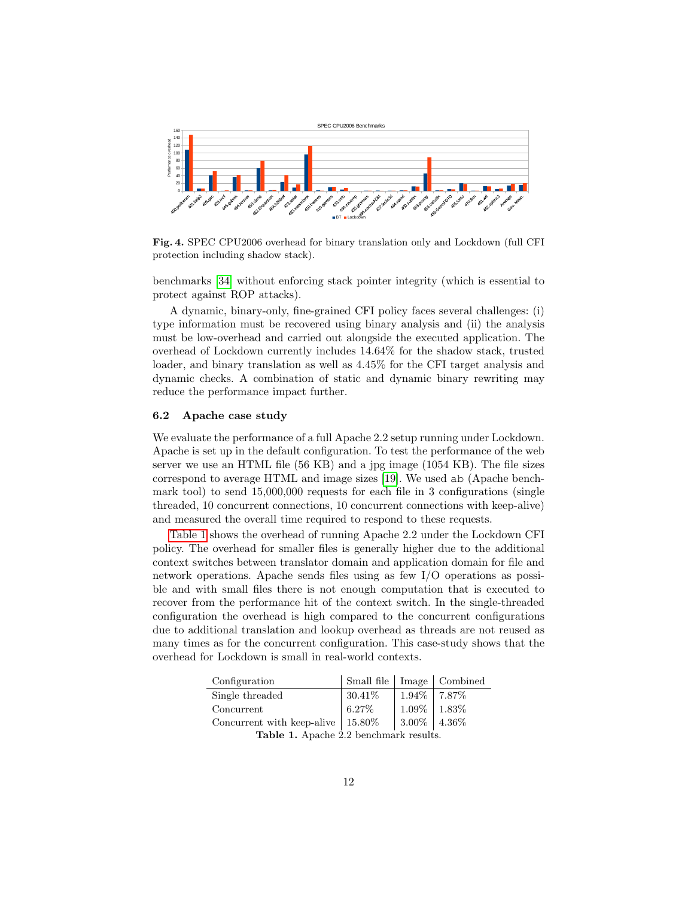**Fig. 4.** SPEC CPU2006 overhead for binary translation only and Lockdown (full CFI protection including shadow stack).

benchmarks [34] without enforcing stack pointer integrity (which is essential to protect against ROP attacks).

A dynamic, binary-only, fine-grained CFI policy faces several challenges: (i) type information must be recovered using binary analysis and (ii) the analysis must be low-overhead and carried out alongside the executed application. The overhead of Lockdown currently includes 14.64% for the shadow stack, trusted loader, and binary translation as well as 4.45% for the CFI target analysis and dynamic checks. A combination of static and dynamic binary rewriting may reduce the performance impact further.

### 6.2 Apache case study

We evaluate the performance of a full Apache 2.2 setup running under Lockdown. Apache is set up in the default configuration. To test the performance of the web server we use an HTML file (56 KB) and a jpg image (1054 KB). The file sizes correspond to average HTML and image sizes [19]. We used `ab` (Apache benchmark tool) to send 15,000,000 requests for each file in 3 configurations (single threaded, 10 concurrent connections, 10 concurrent connections with keep-alive) and measured the overall time required to respond to these requests.

Table 1 shows the overhead of running Apache 2.2 under the Lockdown CFI policy. The overhead for smaller files is generally higher due to the additional context switches between translator domain and application domain for file and network operations. Apache sends files using as few I/O operations as possible and with small files there is not enough computation that is executed to recover from the performance hit of the context switch. In the single-threaded configuration the overhead is high compared to the concurrent configurations due to additional translation and lookup overhead as threads are not reused as many times as for the concurrent configuration. This case-study shows that the overhead for Lockdown is small in real-world contexts.

| Configuration | Small file | Image | Combined |
|---|---|---|---|
| Single threaded | 30.41% | 1.94% | 7.87% |
| Concurrent | 6.27% | 1.09% | 1.83% |
| Concurrent with keep-alive | 15.80% | 3.00% | 4.36% |

**Table 1.** Apache 2.2 benchmark results.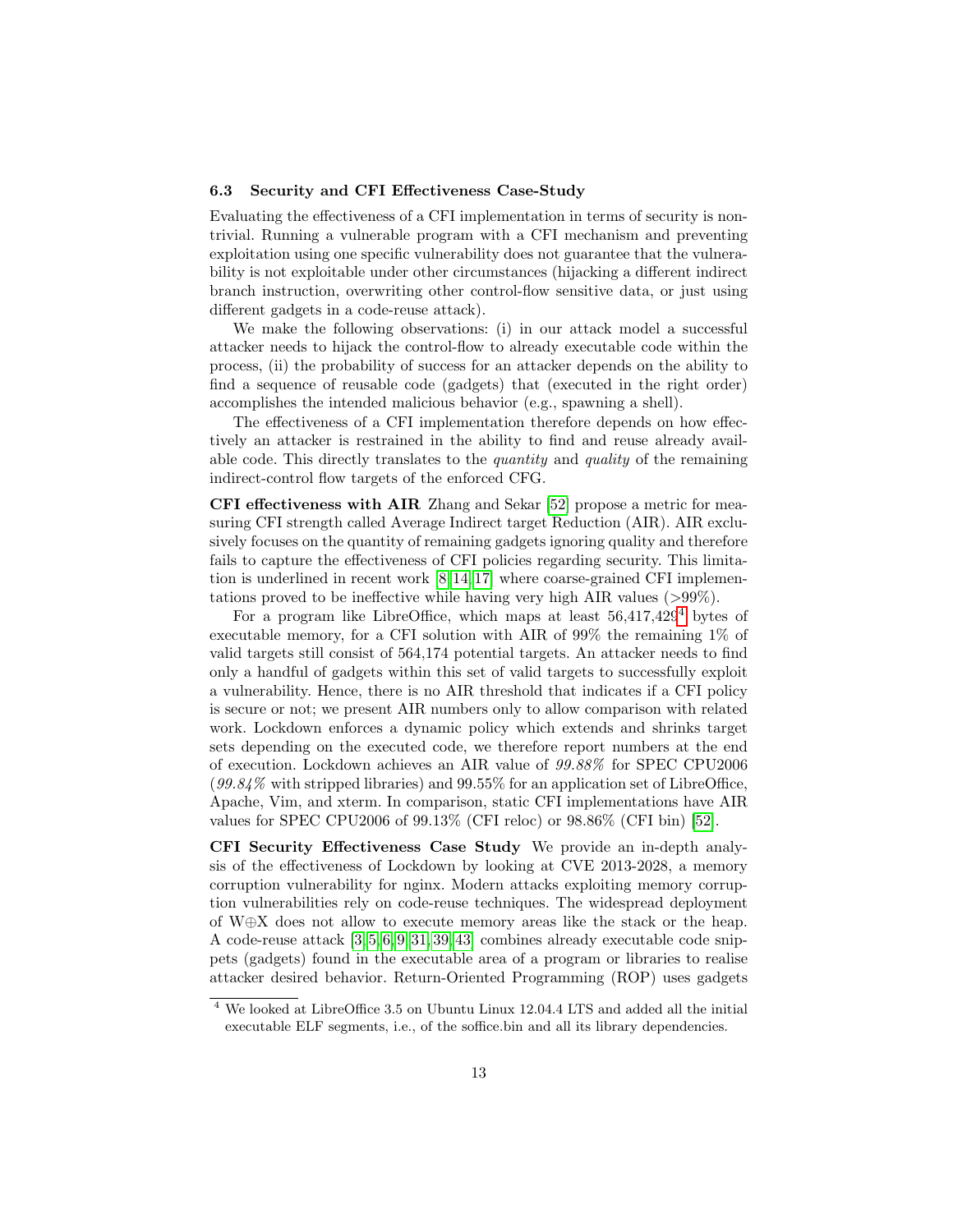### 6.3 Security and CFI Effectiveness Case-Study

Evaluating the effectiveness of a CFI implementation in terms of security is non-trivial. Running a vulnerable program with a CFI mechanism and preventing exploitation using one specific vulnerability does not guarantee that the vulnerability is not exploitable under other circumstances (hijacking a different indirect branch instruction, overwriting other control-flow sensitive data, or just using different gadgets in a code-reuse attack).

We make the following observations: (i) in our attack model a successful attacker needs to hijack the control-flow to already executable code within the process, (ii) the probability of success for an attacker depends on the ability to find a sequence of reusable code (gadgets) that (executed in the right order) accomplishes the intended malicious behavior (e.g., spawning a shell).

The effectiveness of a CFI implementation therefore depends on how effectively an attacker is restrained in the ability to find and reuse already available code. This directly translates to the *quantity* and *quality* of the remaining indirect-control flow targets of the enforced CFG.

**CFI effectiveness with AIR** Zhang and Sekar [52] propose a metric for measuring CFI strength called Average Indirect target Reduction (AIR). AIR exclusively focuses on the quantity of remaining gadgets ignoring quality and therefore fails to capture the effectiveness of CFI policies regarding security. This limitation is underlined in recent work [8,14,17] where coarse-grained CFI implementations proved to be ineffective while having very high AIR values (>99%).

For a program like LibreOffice, which maps at least 56,417,429[4] bytes of executable memory, for a CFI solution with AIR of 99% the remaining 1% of valid targets still consist of 564,174 potential targets. An attacker needs to find only a handful of gadgets within this set of valid targets to successfully exploit a vulnerability. Hence, there is no AIR threshold that indicates if a CFI policy is secure or not; we present AIR numbers only to allow comparison with related work. Lockdown enforces a dynamic policy which extends and shrinks target sets depending on the executed code, we therefore report numbers at the end of execution. Lockdown achieves an AIR value of *99.88%* for SPEC CPU2006 (*99.84%* with stripped libraries) and 99.55% for an application set of LibreOffice, Apache, Vim, and xterm. In comparison, static CFI implementations have AIR values for SPEC CPU2006 of 99.13% (CFI reloc) or 98.86% (CFI bin) [52].

**CFI Security Effectiveness Case Study** We provide an in-depth analysis of the effectiveness of Lockdown by looking at CVE 2013-2028, a memory corruption vulnerability for nginx. Modern attacks exploiting memory corruption vulnerabilities rely on code-reuse techniques. The widespread deployment of W⊕X does not allow to execute memory areas like the stack or the heap. A code-reuse attack [3,5,6,9,31,39,43] combines already executable code snippets (gadgets) found in the executable area of a program or libraries to realise attacker desired behavior. Return-Oriented Programming (ROP) uses gadgets

[4] We looked at LibreOffice 3.5 on Ubuntu Linux 12.04.4 LTS and added all the initial executable ELF segments, i.e., of the soffice.bin and all its library dependencies.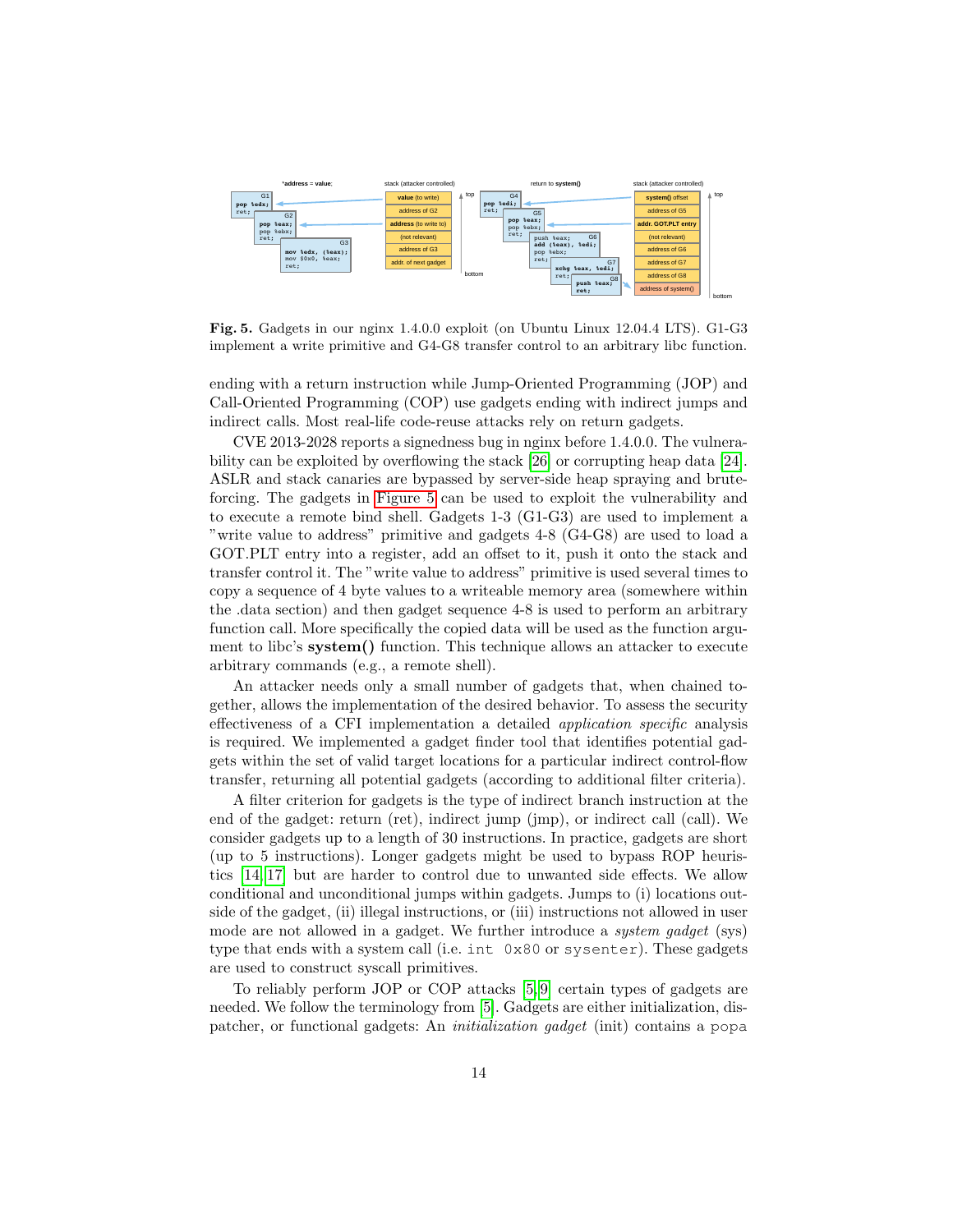**Fig. 5.** Gadgets in our nginx 1.4.0.0 exploit (on Ubuntu Linux 12.04.4 LTS). G1-G3 implement a write primitive and G4-G8 transfer control to an arbitrary libc function.

ending with a return instruction while Jump-Oriented Programming (JOP) and Call-Oriented Programming (COP) use gadgets ending with indirect jumps and indirect calls. Most real-life code-reuse attacks rely on return gadgets.

CVE 2013-2028 reports a signedness bug in nginx before 1.4.0.0. The vulnerability can be exploited by overflowing the stack [26] or corrupting heap data [24]. ASLR and stack canaries are bypassed by server-side heap spraying and bruteforcing. The gadgets in Figure 5 can be used to exploit the vulnerability and to execute a remote bind shell. Gadgets 1-3 (G1-G3) are used to implement a "write value to address" primitive and gadgets 4-8 (G4-G8) are used to load a GOT.PLT entry into a register, add an offset to it, push it onto the stack and transfer control it. The "write value to address" primitive is used several times to copy a sequence of 4 byte values to a writeable memory area (somewhere within the .data section) and then gadget sequence 4-8 is used to perform an arbitrary function call. More specifically the copied data will be used as the function argument to libc's **system()** function. This technique allows an attacker to execute arbitrary commands (e.g., a remote shell).

An attacker needs only a small number of gadgets that, when chained together, allows the implementation of the desired behavior. To assess the security effectiveness of a CFI implementation a detailed *application specific* analysis is required. We implemented a gadget finder tool that identifies potential gadgets within the set of valid target locations for a particular indirect control-flow transfer, returning all potential gadgets (according to additional filter criteria).

A filter criterion for gadgets is the type of indirect branch instruction at the end of the gadget: return (ret), indirect jump (jmp), or indirect call (call). We consider gadgets up to a length of 30 instructions. In practice, gadgets are short (up to 5 instructions). Longer gadgets might be used to bypass ROP heuristics [14, 17] but are harder to control due to unwanted side effects. We allow conditional and unconditional jumps within gadgets. Jumps to (i) locations outside of the gadget, (ii) illegal instructions, or (iii) instructions not allowed in user mode are not allowed in a gadget. We further introduce a *system gadget* (sys) type that ends with a system call (i.e. `int 0x80` or `sysenter`). These gadgets are used to construct syscall primitives.

To reliably perform JOP or COP attacks [5, 9] certain types of gadgets are needed. We follow the terminology from [5]. Gadgets are either initialization, dispatcher, or functional gadgets: An *initialization gadget* (init) contains a `popa`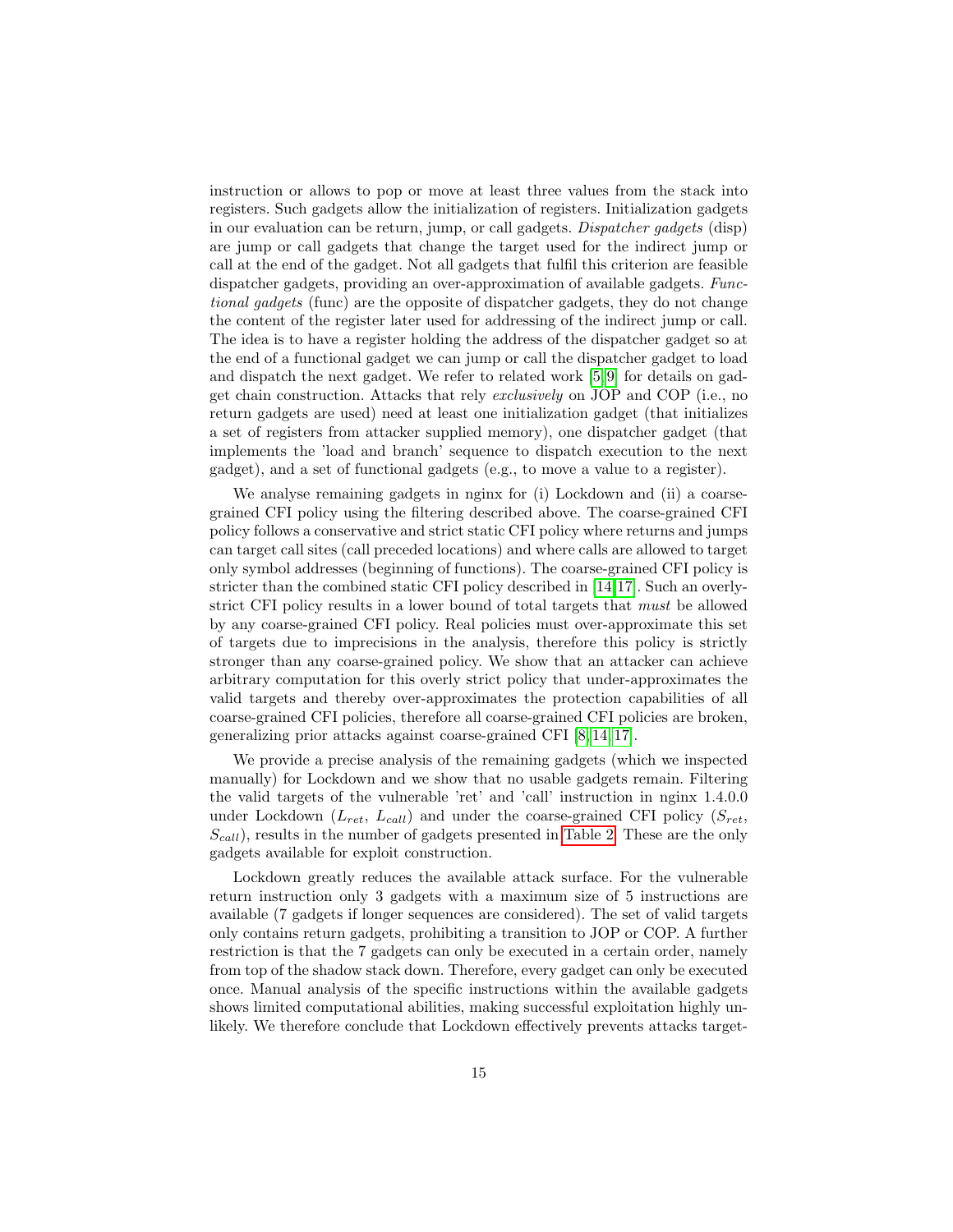instruction or allows to pop or move at least three values from the stack into registers. Such gadgets allow the initialization of registers. Initialization gadgets in our evaluation can be return, jump, or call gadgets. *Dispatcher gadgets* (disp) are jump or call gadgets that change the target used for the indirect jump or call at the end of the gadget. Not all gadgets that fulfil this criterion are feasible dispatcher gadgets, providing an over-approximation of available gadgets. *Functional gadgets* (func) are the opposite of dispatcher gadgets, they do not change the content of the register later used for addressing of the indirect jump or call. The idea is to have a register holding the address of the dispatcher gadget so at the end of a functional gadget we can jump or call the dispatcher gadget to load and dispatch the next gadget. We refer to related work [5,9] for details on gadget chain construction. Attacks that rely *exclusively* on JOP and COP (i.e., no return gadgets are used) need at least one initialization gadget (that initializes a set of registers from attacker supplied memory), one dispatcher gadget (that implements the 'load and branch' sequence to dispatch execution to the next gadget), and a set of functional gadgets (e.g., to move a value to a register).

We analyse remaining gadgets in nginx for (i) Lockdown and (ii) a coarse-grained CFI policy using the filtering described above. The coarse-grained CFI policy follows a conservative and strict static CFI policy where returns and jumps can target call sites (call preceded locations) and where calls are allowed to target only symbol addresses (beginning of functions). The coarse-grained CFI policy is stricter than the combined static CFI policy described in [14,17]. Such an overly-strict CFI policy results in a lower bound of total targets that *must* be allowed by any coarse-grained CFI policy. Real policies must over-approximate this set of targets due to imprecisions in the analysis, therefore this policy is strictly stronger than any coarse-grained policy. We show that an attacker can achieve arbitrary computation for this overly strict policy that under-approximates the valid targets and thereby over-approximates the protection capabilities of all coarse-grained CFI policies, therefore all coarse-grained CFI policies are broken, generalizing prior attacks against coarse-grained CFI [8,14,17].

We provide a precise analysis of the remaining gadgets (which we inspected manually) for Lockdown and we show that no usable gadgets remain. Filtering the valid targets of the vulnerable 'ret' and 'call' instruction in nginx 1.4.0.0 under Lockdown ($L_{ret}$, $L_{call}$) and under the coarse-grained CFI policy ($S_{ret}$, $S_{call}$), results in the number of gadgets presented in Table 2. These are the only gadgets available for exploit construction.

Lockdown greatly reduces the available attack surface. For the vulnerable return instruction only 3 gadgets with a maximum size of 5 instructions are available (7 gadgets if longer sequences are considered). The set of valid targets only contains return gadgets, prohibiting a transition to JOP or COP. A further restriction is that the 7 gadgets can only be executed in a certain order, namely from top of the shadow stack down. Therefore, every gadget can only be executed once. Manual analysis of the specific instructions within the available gadgets shows limited computational abilities, making successful exploitation highly unlikely. We therefore conclude that Lockdown effectively prevents attacks target-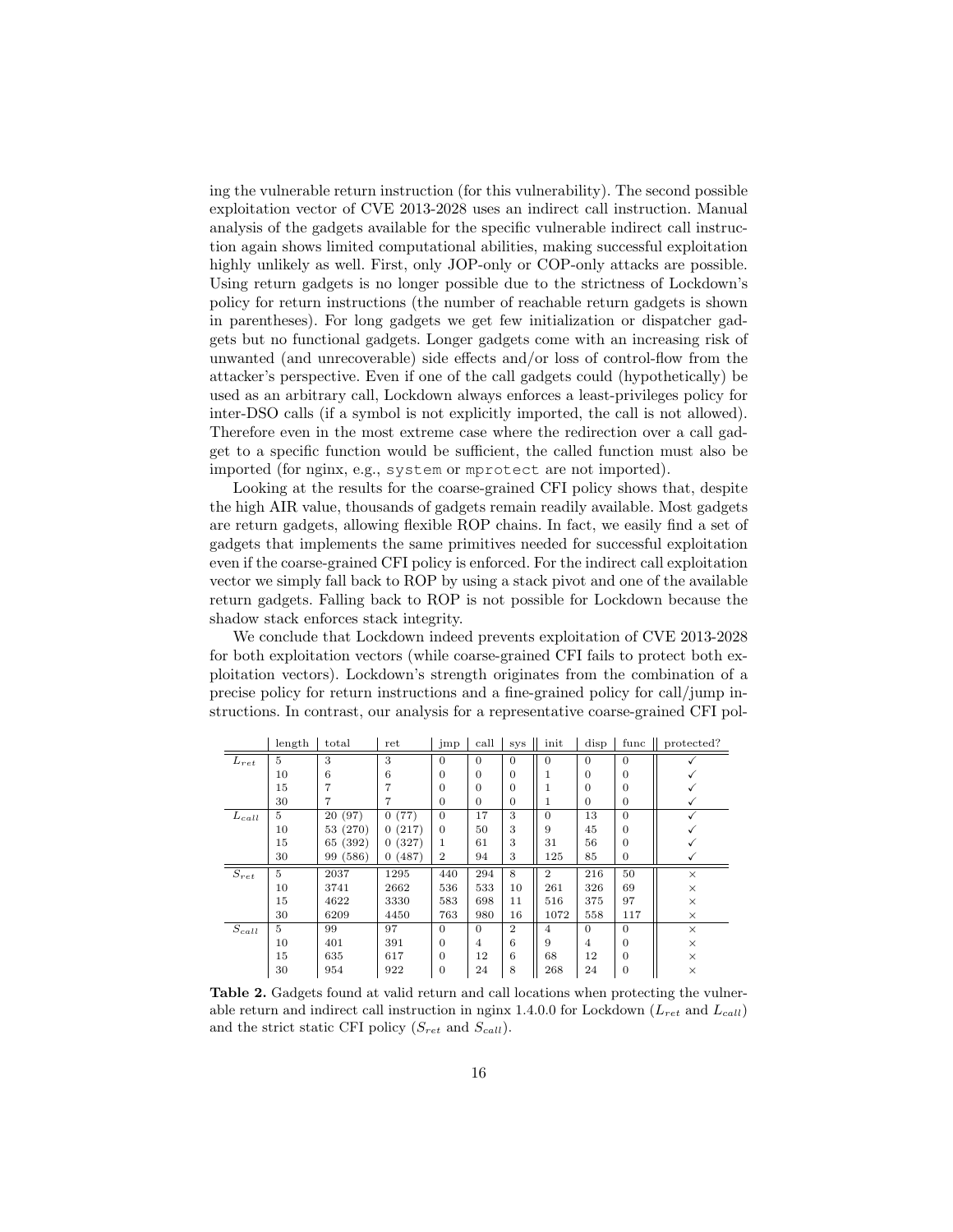ing the vulnerable return instruction (for this vulnerability). The second possible exploitation vector of CVE 2013-2028 uses an indirect call instruction. Manual analysis of the gadgets available for the specific vulnerable indirect call instruction again shows limited computational abilities, making successful exploitation highly unlikely as well. First, only JOP-only or COP-only attacks are possible. Using return gadgets is no longer possible due to the strictness of Lockdown's policy for return instructions (the number of reachable return gadgets is shown in parentheses). For long gadgets we get few initialization or dispatcher gadgets but no functional gadgets. Longer gadgets come with an increasing risk of unwanted (and unrecoverable) side effects and/or loss of control-flow from the attacker's perspective. Even if one of the call gadgets could (hypothetically) be used as an arbitrary call, Lockdown always enforces a least-privileges policy for inter-DSO calls (if a symbol is not explicitly imported, the call is not allowed). Therefore even in the most extreme case where the redirection over a call gadget to a specific function would be sufficient, the called function must also be imported (for nginx, e.g., `system` or `mprotect` are not imported).

Looking at the results for the coarse-grained CFI policy shows that, despite the high AIR value, thousands of gadgets remain readily available. Most gadgets are return gadgets, allowing flexible ROP chains. In fact, we easily find a set of gadgets that implements the same primitives needed for successful exploitation even if the coarse-grained CFI policy is enforced. For the indirect call exploitation vector we simply fall back to ROP by using a stack pivot and one of the available return gadgets. Falling back to ROP is not possible for Lockdown because the shadow stack enforces stack integrity.

We conclude that Lockdown indeed prevents exploitation of CVE 2013-2028 for both exploitation vectors (while coarse-grained CFI fails to protect both exploitation vectors). Lockdown's strength originates from the combination of a precise policy for return instructions and a fine-grained policy for call/jump instructions. In contrast, our analysis for a representative coarse-grained CFI pol-

| | length | total | ret | jmp | call | sys | init | disp | func | protected? |
|---|---|---|---|---|---|---|---|---|---|---|
| $L_{ret}$ | 5 | 3 | 3 | 0 | 0 | 0 | 0 | 0 | 0 | ✓ |
| | 10 | 6 | 6 | 0 | 0 | 0 | 1 | 0 | 0 | ✓ |
| | 15 | 7 | 7 | 0 | 0 | 0 | 1 | 0 | 0 | ✓ |
| | 30 | 7 | 7 | 0 | 0 | 0 | 1 | 0 | 0 | ✓ |
| $L_{call}$ | 5 | 20 (97) | 0 (77) | 0 | 17 | 3 | 0 | 13 | 0 | ✓ |
| | 10 | 53 (270) | 0 (217) | 0 | 50 | 3 | 9 | 45 | 0 | ✓ |
| | 15 | 65 (392) | 0 (327) | 1 | 61 | 3 | 31 | 56 | 0 | ✓ |
| | 30 | 99 (586) | 0 (487) | 2 | 94 | 3 | 125 | 85 | 0 | ✓ |
| $S_{ret}$ | 5 | 2037 | 1295 | 440 | 294 | 8 | 2 | 216 | 50 | × |
| | 10 | 3741 | 2662 | 536 | 533 | 10 | 261 | 326 | 69 | × |
| | 15 | 4622 | 3330 | 583 | 698 | 11 | 516 | 375 | 97 | × |
| | 30 | 6209 | 4450 | 763 | 980 | 16 | 1072 | 558 | 117 | × |
| $S_{call}$ | 5 | 99 | 97 | 0 | 0 | 2 | 4 | 0 | 0 | × |
| | 10 | 401 | 391 | 0 | 4 | 6 | 9 | 4 | 0 | × |
| | 15 | 635 | 617 | 0 | 12 | 6 | 68 | 12 | 0 | × |
| | 30 | 954 | 922 | 0 | 24 | 8 | 268 | 24 | 0 | × |

**Table 2.** Gadgets found at valid return and call locations when protecting the vulnerable return and indirect call instruction in nginx 1.4.0.0 for Lockdown ($L_{ret}$ and $L_{call}$) and the strict static CFI policy ($S_{ret}$ and $S_{call}$).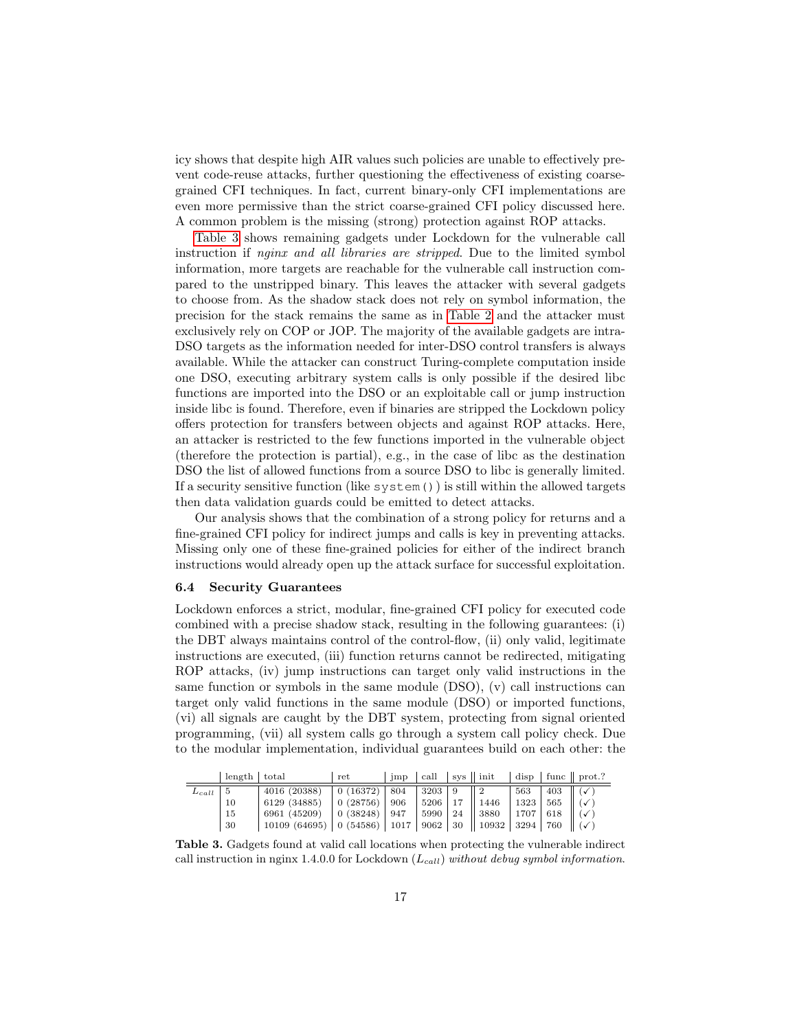icy shows that despite high AIR values such policies are unable to effectively prevent code-reuse attacks, further questioning the effectiveness of existing coarse-grained CFI techniques. In fact, current binary-only CFI implementations are even more permissive than the strict coarse-grained CFI policy discussed here. A common problem is the missing (strong) protection against ROP attacks.

Table 3 shows remaining gadgets under Lockdown for the vulnerable call instruction if *nginx and all libraries are stripped*. Due to the limited symbol information, more targets are reachable for the vulnerable call instruction compared to the unstripped binary. This leaves the attacker with several gadgets to choose from. As the shadow stack does not rely on symbol information, the precision for the stack remains the same as in Table 2 and the attacker must exclusively rely on COP or JOP. The majority of the available gadgets are intra-DSO targets as the information needed for inter-DSO control transfers is always available. While the attacker can construct Turing-complete computation inside one DSO, executing arbitrary system calls is only possible if the desired libc functions are imported into the DSO or an exploitable call or jump instruction inside libc is found. Therefore, even if binaries are stripped the Lockdown policy offers protection for transfers between objects and against ROP attacks. Here, an attacker is restricted to the few functions imported in the vulnerable object (therefore the protection is partial), e.g., in the case of libc as the destination DSO the list of allowed functions from a source DSO to libc is generally limited. If a security sensitive function (like `system()`) is still within the allowed targets then data validation guards could be emitted to detect attacks.

Our analysis shows that the combination of a strong policy for returns and a fine-grained CFI policy for indirect jumps and calls is key in preventing attacks. Missing only one of these fine-grained policies for either of the indirect branch instructions would already open up the attack surface for successful exploitation.

### 6.4 Security Guarantees

Lockdown enforces a strict, modular, fine-grained CFI policy for executed code combined with a precise shadow stack, resulting in the following guarantees: (i) the DBT always maintains control of the control-flow, (ii) only valid, legitimate instructions are executed, (iii) function returns cannot be redirected, mitigating ROP attacks, (iv) jump instructions can target only valid instructions in the same function or symbols in the same module (DSO), (v) call instructions can target only valid functions in the same module (DSO) or imported functions, (vi) all signals are caught by the DBT system, protecting from signal oriented programming, (vii) all system calls go through a system call policy check. Due to the modular implementation, individual guarantees build on each other: the

| | length | total | ret | jmp | call | sys | init | disp | func | prot.? |
|---|---|---|---|---|---|---|---|---|---|---|
| $L_{call}$ | 5 | 4016 (20388) | 0 (16372) | 804 | 3203 | 9 | 2 | 563 | 403 | (✓) |
| | 10 | 6129 (34885) | 0 (28756) | 906 | 5206 | 17 | 1446 | 1323 | 565 | (✓) |
| | 15 | 6961 (45209) | 0 (38248) | 947 | 5990 | 24 | 3880 | 1707 | 618 | (✓) |
| | 30 | 10109 (64695) | 0 (54586) | 1017 | 9062 | 30 | 10932 | 3294 | 760 | (✓) |

**Table 3.** Gadgets found at valid call locations when protecting the vulnerable indirect call instruction in nginx 1.4.0.0 for Lockdown ($L_{call}$) *without debug symbol information*.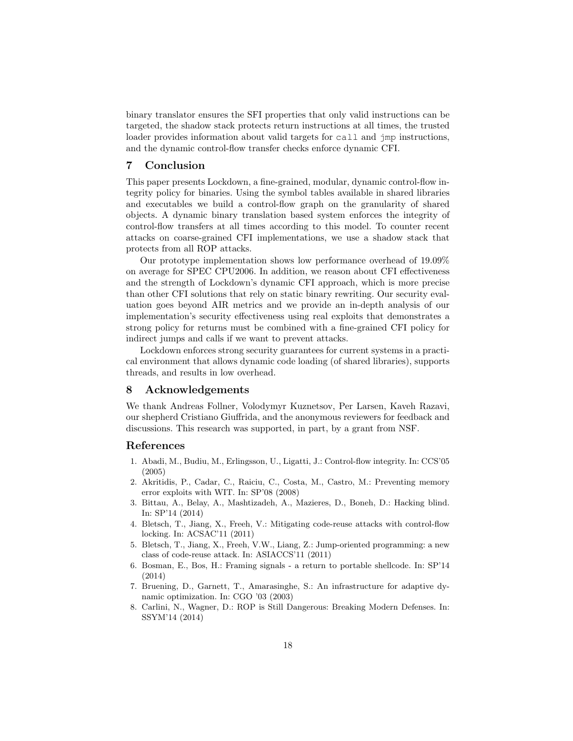binary translator ensures the SFI properties that only valid instructions can be targeted, the shadow stack protects return instructions at all times, the trusted loader provides information about valid targets for `call` and `jmp` instructions, and the dynamic control-flow transfer checks enforce dynamic CFI.

## 7 Conclusion

This paper presents Lockdown, a fine-grained, modular, dynamic control-flow integrity policy for binaries. Using the symbol tables available in shared libraries and executables we build a control-flow graph on the granularity of shared objects. A dynamic binary translation based system enforces the integrity of control-flow transfers at all times according to this model. To counter recent attacks on coarse-grained CFI implementations, we use a shadow stack that protects from all ROP attacks.

Our prototype implementation shows low performance overhead of 19.09% on average for SPEC CPU2006. In addition, we reason about CFI effectiveness and the strength of Lockdown's dynamic CFI approach, which is more precise than other CFI solutions that rely on static binary rewriting. Our security evaluation goes beyond AIR metrics and we provide an in-depth analysis of our implementation's security effectiveness using real exploits that demonstrates a strong policy for returns must be combined with a fine-grained CFI policy for indirect jumps and calls if we want to prevent attacks.

Lockdown enforces strong security guarantees for current systems in a practical environment that allows dynamic code loading (of shared libraries), supports threads, and results in low overhead.

## 8 Acknowledgements

We thank Andreas Follner, Volodymyr Kuznetsov, Per Larsen, Kaveh Razavi, our shepherd Cristiano Giuffrida, and the anonymous reviewers for feedback and discussions. This research was supported, in part, by a grant from NSF.

## References

1. Abadi, M., Budiu, M., Erlingsson, U., Ligatti, J.: Control-flow integrity. In: CCS'05 (2005)
2. Akritidis, P., Cadar, C., Raiciu, C., Costa, M., Castro, M.: Preventing memory error exploits with WIT. In: SP'08 (2008)
3. Bittau, A., Belay, A., Mashtizadeh, A., Mazieres, D., Boneh, D.: Hacking blind. In: SP'14 (2014)
4. Bletsch, T., Jiang, X., Freeh, V.: Mitigating code-reuse attacks with control-flow locking. In: ACSAC'11 (2011)
5. Bletsch, T., Jiang, X., Freeh, V.W., Liang, Z.: Jump-oriented programming: a new class of code-reuse attack. In: ASIACCS'11 (2011)
6. Bosman, E., Bos, H.: Framing signals - a return to portable shellcode. In: SP'14 (2014)
7. Bruening, D., Garnett, T., Amarasinghe, S.: An infrastructure for adaptive dynamic optimization. In: CGO '03 (2003)
8. Carlini, N., Wagner, D.: ROP is Still Dangerous: Breaking Modern Defenses. In: SSYM'14 (2014)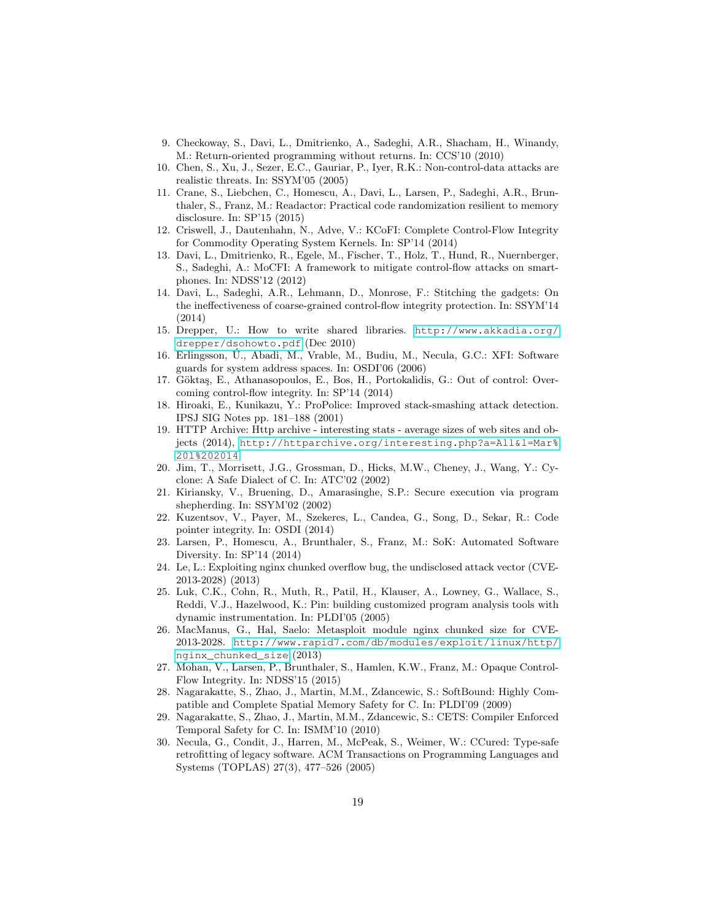9. Checkoway, S., Davi, L., Dmitrienko, A., Sadeghi, A.R., Shacham, H., Winandy, M.: Return-oriented programming without returns. In: CCS'10 (2010)
10. Chen, S., Xu, J., Sezer, E.C., Gauriar, P., Iyer, R.K.: Non-control-data attacks are realistic threats. In: SSYM'05 (2005)
11. Crane, S., Liebchen, C., Homescu, A., Davi, L., Larsen, P., Sadeghi, A.R., Brunthaler, S., Franz, M.: Readactor: Practical code randomization resilient to memory disclosure. In: SP'15 (2015)
12. Criswell, J., Dautenhahn, N., Adve, V.: KCoFI: Complete Control-Flow Integrity for Commodity Operating System Kernels. In: SP'14 (2014)
13. Davi, L., Dmitrienko, R., Egele, M., Fischer, T., Holz, T., Hund, R., Nuernberger, S., Sadeghi, A.: MoCFI: A framework to mitigate control-flow attacks on smartphones. In: NDSS'12 (2012)
14. Davi, L., Sadeghi, A.R., Lehmann, D., Monrose, F.: Stitching the gadgets: On the ineffectiveness of coarse-grained control-flow integrity protection. In: SSYM'14 (2014)
15. Drepper, U.: How to write shared libraries. http://www.akkadia.org/drepper/dsohowto.pdf (Dec 2010)
16. Erlingsson, Ú., Abadi, M., Vrable, M., Budiu, M., Necula, G.C.: XFI: Software guards for system address spaces. In: OSDI'06 (2006)
17. Göktaş, E., Athanasopoulos, E., Bos, H., Portokalidis, G.: Out of control: Overcoming control-flow integrity. In: SP'14 (2014)
18. Hiroaki, E., Kunikazu, Y.: ProPolice: Improved stack-smashing attack detection. IPSJ SIG Notes pp. 181–188 (2001)
19. HTTP Archive: Http archive - interesting stats - average sizes of web sites and objects (2014), http://httparchive.org/interesting.php?a=All&l=Mar%201%202014
20. Jim, T., Morrisett, J.G., Grossman, D., Hicks, M.W., Cheney, J., Wang, Y.: Cyclone: A Safe Dialect of C. In: ATC'02 (2002)
21. Kiriansky, V., Bruening, D., Amarasinghe, S.P.: Secure execution via program shepherding. In: SSYM'02 (2002)
22. Kuzentsov, V., Payer, M., Szekeres, L., Candea, G., Song, D., Sekar, R.: Code pointer integrity. In: OSDI (2014)
23. Larsen, P., Homescu, A., Brunthaler, S., Franz, M.: SoK: Automated Software Diversity. In: SP'14 (2014)
24. Le, L.: Exploiting nginx chunked overflow bug, the undisclosed attack vector (CVE-2013-2028) (2013)
25. Luk, C.K., Cohn, R., Muth, R., Patil, H., Klauser, A., Lowney, G., Wallace, S., Reddi, V.J., Hazelwood, K.: Pin: building customized program analysis tools with dynamic instrumentation. In: PLDI'05 (2005)
26. MacManus, G., Hal, Saelo: Metasploit module nginx chunked size for CVE-2013-2028. http://www.rapid7.com/db/modules/exploit/linux/http/nginx_chunked_size (2013)
27. Mohan, V., Larsen, P., Brunthaler, S., Hamlen, K.W., Franz, M.: Opaque Control-Flow Integrity. In: NDSS'15 (2015)
28. Nagarakatte, S., Zhao, J., Martin, M.M., Zdancewic, S.: SoftBound: Highly Compatible and Complete Spatial Memory Safety for C. In: PLDI'09 (2009)
29. Nagarakatte, S., Zhao, J., Martin, M.M., Zdancewic, S.: CETS: Compiler Enforced Temporal Safety for C. In: ISMM'10 (2010)
30. Necula, G., Condit, J., Harren, M., McPeak, S., Weimer, W.: CCured: Type-safe retrofitting of legacy software. ACM Transactions on Programming Languages and Systems (TOPLAS) 27(3), 477–526 (2005)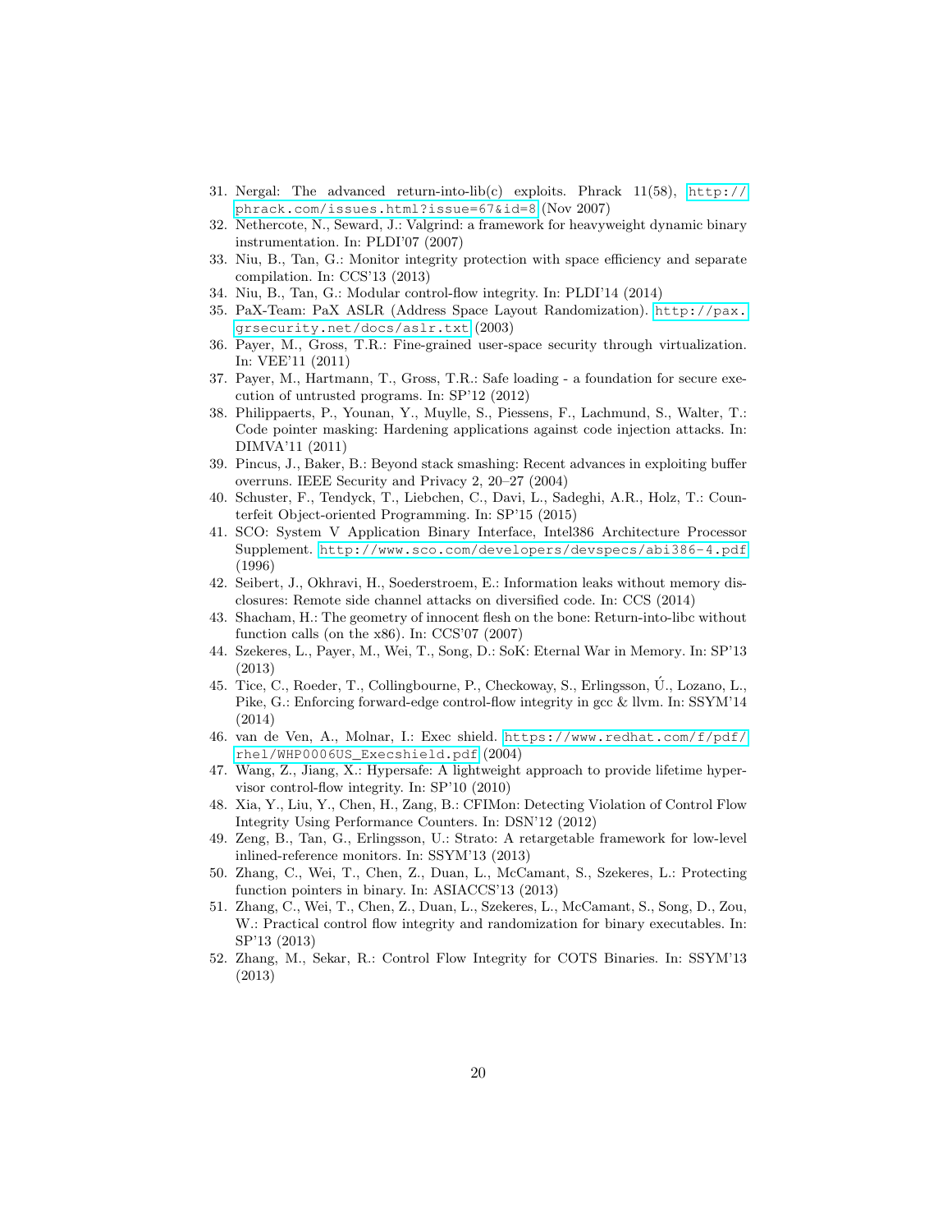31. Nergal: The advanced return-into-lib(c) exploits. Phrack 11(58), http://phrack.com/issues.html?issue=67&id=8 (Nov 2007)
32. Nethercote, N., Seward, J.: Valgrind: a framework for heavyweight dynamic binary instrumentation. In: PLDI'07 (2007)
33. Niu, B., Tan, G.: Monitor integrity protection with space efficiency and separate compilation. In: CCS'13 (2013)
34. Niu, B., Tan, G.: Modular control-flow integrity. In: PLDI'14 (2014)
35. PaX-Team: PaX ASLR (Address Space Layout Randomization). http://pax.grsecurity.net/docs/aslr.txt (2003)
36. Payer, M., Gross, T.R.: Fine-grained user-space security through virtualization. In: VEE'11 (2011)
37. Payer, M., Hartmann, T., Gross, T.R.: Safe loading - a foundation for secure execution of untrusted programs. In: SP'12 (2012)
38. Philippaerts, P., Younan, Y., Muylle, S., Piessens, F., Lachmund, S., Walter, T.: Code pointer masking: Hardening applications against code injection attacks. In: DIMVA'11 (2011)
39. Pincus, J., Baker, B.: Beyond stack smashing: Recent advances in exploiting buffer overruns. IEEE Security and Privacy 2, 20–27 (2004)
40. Schuster, F., Tendyck, T., Liebchen, C., Davi, L., Sadeghi, A.R., Holz, T.: Counterfeit Object-oriented Programming. In: SP'15 (2015)
41. SCO: System V Application Binary Interface, Intel386 Architecture Processor Supplement. http://www.sco.com/developers/devspecs/abi386-4.pdf (1996)
42. Seibert, J., Okhravi, H., Soederstroem, E.: Information leaks without memory disclosures: Remote side channel attacks on diversified code. In: CCS (2014)
43. Shacham, H.: The geometry of innocent flesh on the bone: Return-into-libc without function calls (on the x86). In: CCS'07 (2007)
44. Szekeres, L., Payer, M., Wei, T., Song, D.: SoK: Eternal War in Memory. In: SP'13 (2013)
45. Tice, C., Roeder, T., Collingbourne, P., Checkoway, S., Erlingsson, Ú., Lozano, L., Pike, G.: Enforcing forward-edge control-flow integrity in gcc & llvm. In: SSYM'14 (2014)
46. van de Ven, A., Molnar, I.: Exec shield. https://www.redhat.com/f/pdf/rhel/WHP0006US_Execshield.pdf (2004)
47. Wang, Z., Jiang, X.: Hypersafe: A lightweight approach to provide lifetime hypervisor control-flow integrity. In: SP'10 (2010)
48. Xia, Y., Liu, Y., Chen, H., Zang, B.: CFIMon: Detecting Violation of Control Flow Integrity Using Performance Counters. In: DSN'12 (2012)
49. Zeng, B., Tan, G., Erlingsson, U.: Strato: A retargetable framework for low-level inlined-reference monitors. In: SSYM'13 (2013)
50. Zhang, C., Wei, T., Chen, Z., Duan, L., McCamant, S., Szekeres, L.: Protecting function pointers in binary. In: ASIACCS'13 (2013)
51. Zhang, C., Wei, T., Chen, Z., Duan, L., Szekeres, L., McCamant, S., Song, D., Zou, W.: Practical control flow integrity and randomization for binary executables. In: SP'13 (2013)
52. Zhang, M., Sekar, R.: Control Flow Integrity for COTS Binaries. In: SSYM'13 (2013)